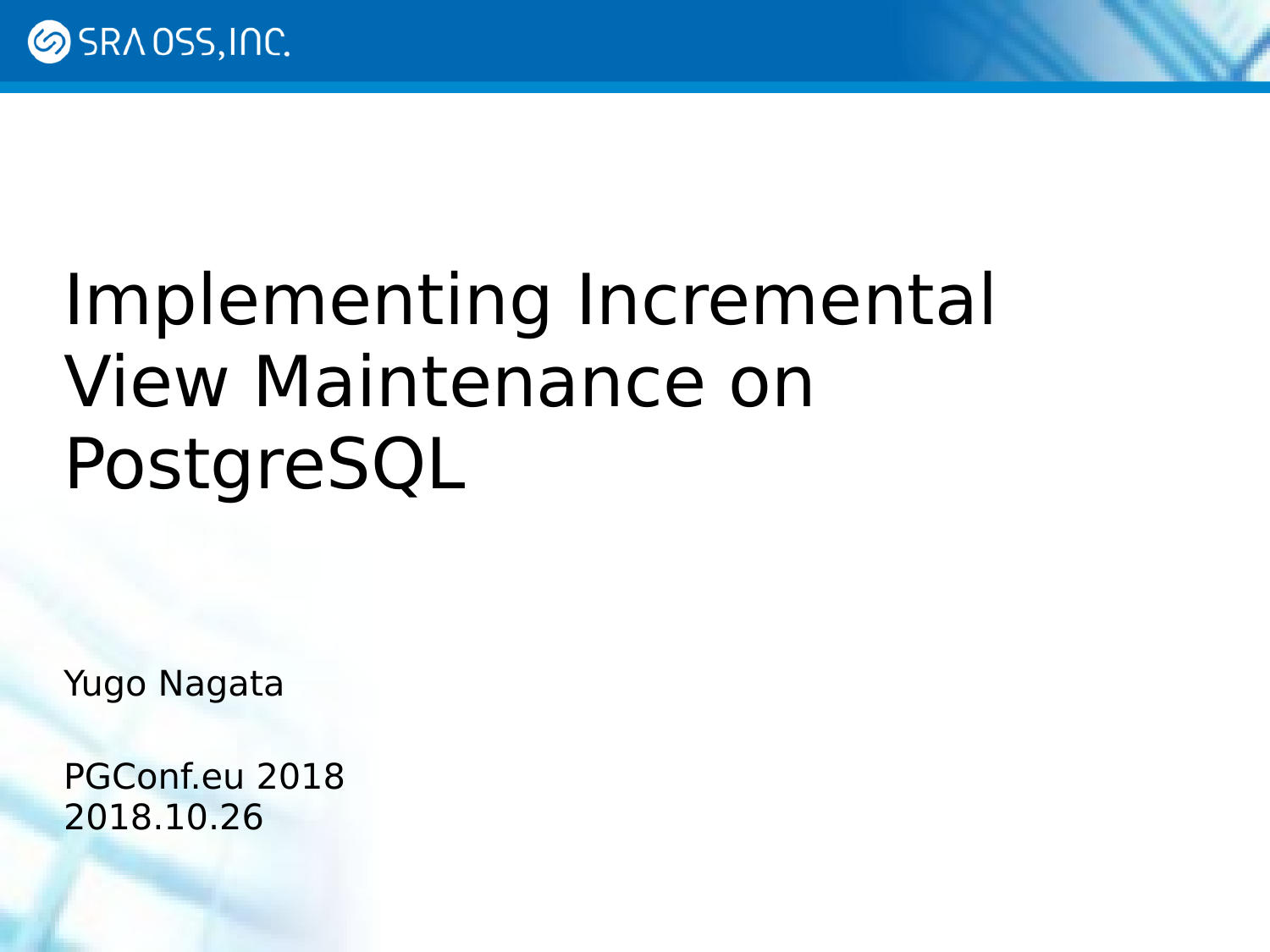# Implementing Incremental View Maintenance on PostgreSQL

Yugo Nagata

PGConf.eu 2018
2018.10.26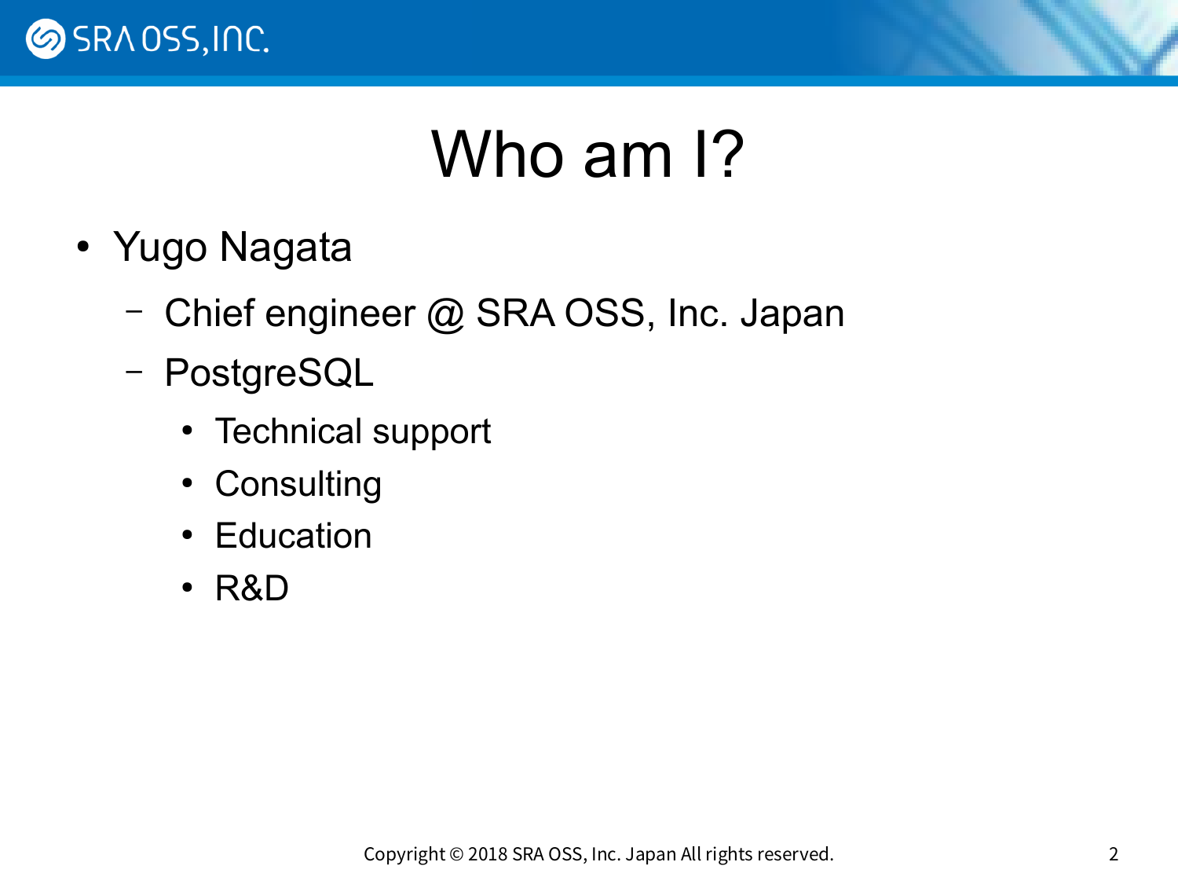# Who am I?

- Yugo Nagata
  - Chief engineer @ SRA OSS, Inc. Japan
  - PostgreSQL
    - Technical support
    - Consulting
    - Education
    - R&D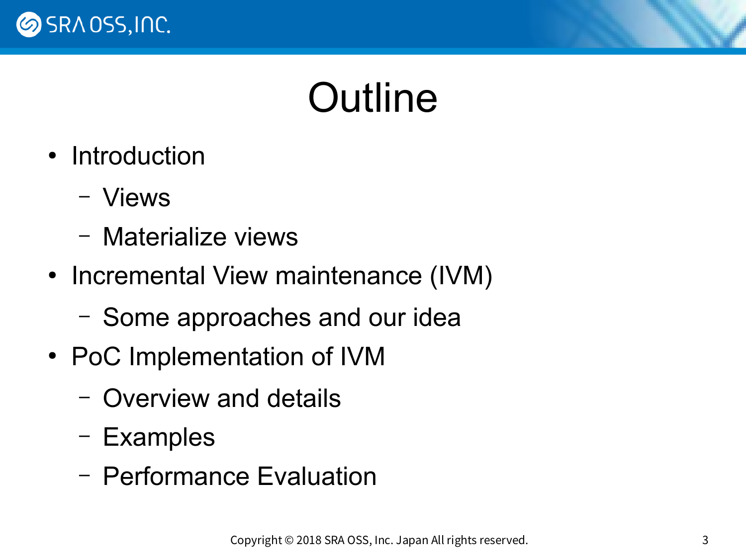# Outline

- Introduction
  - Views
  - Materialize views
- Incremental View maintenance (IVM)
  - Some approaches and our idea
- PoC Implementation of IVM
  - Overview and details
  - Examples
  - Performance Evaluation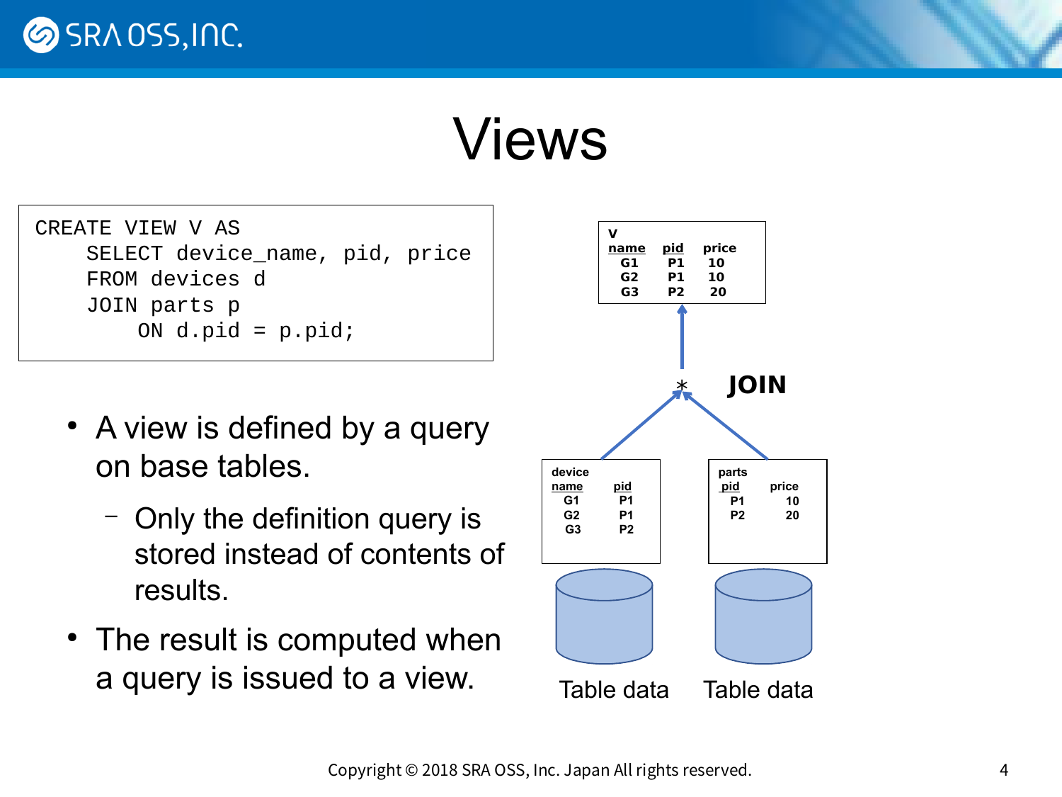# Views

```
CREATE VIEW V AS
    SELECT device_name, pid, price
    FROM devices d
    JOIN parts p
        ON d.pid = p.pid;
```

- A view is defined by a query on base tables.
  - Only the definition query is stored instead of contents of results.
- The result is computed when a query is issued to a view.

**V**

| name | pid | price |
|---|---|---|
| G1 | P1 | 10 |
| G2 | P1 | 10 |
| G3 | P2 | 20 |

**JOIN**

**device**

| name | pid |
|---|---|
| G1 | P1 |
| G2 | P1 |
| G3 | P2 |

**parts**

| pid | price |
|---|---|
| P1 | 10 |
| P2 | 20 |

Table data    Table data

Copyright © 2018 SRA OSS, Inc. Japan All rights reserved.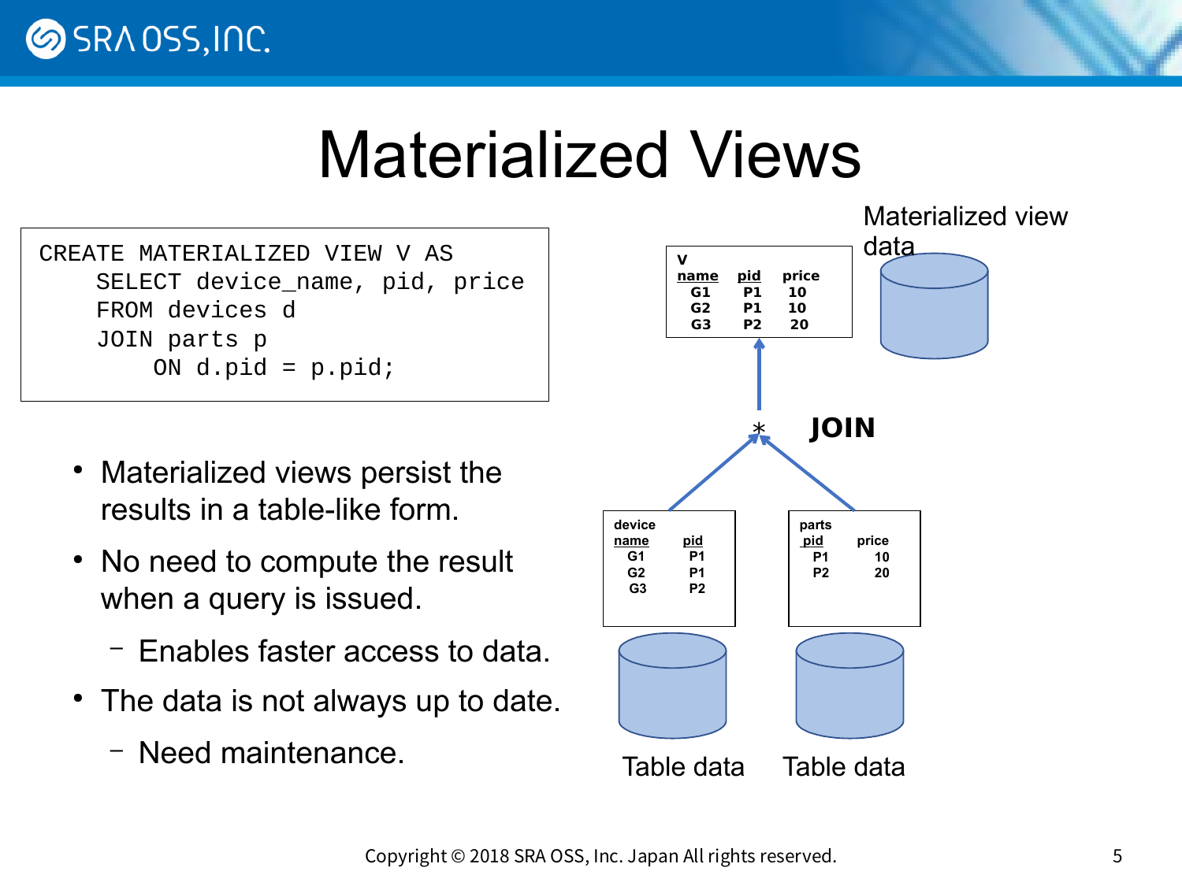# Materialized Views

```
CREATE MATERIALIZED VIEW V AS
    SELECT device_name, pid, price
    FROM devices d
    JOIN parts p
        ON d.pid = p.pid;
```

- Materialized views persist the results in a table-like form.
- No need to compute the result when a query is issued.
  - Enables faster access to data.
- The data is not always up to date.
  - Need maintenance.

Materialized view data

**V**

| name | pid | price |
|---|---|---|
| G1 | P1 | 10 |
| G2 | P1 | 10 |
| G3 | P2 | 20 |

JOIN

**device**

| name | pid |
|---|---|
| G1 | P1 |
| G2 | P1 |
| G3 | P2 |

**parts**

| pid | price |
|---|---|
| P1 | 10 |
| P2 | 20 |

Table data　　Table data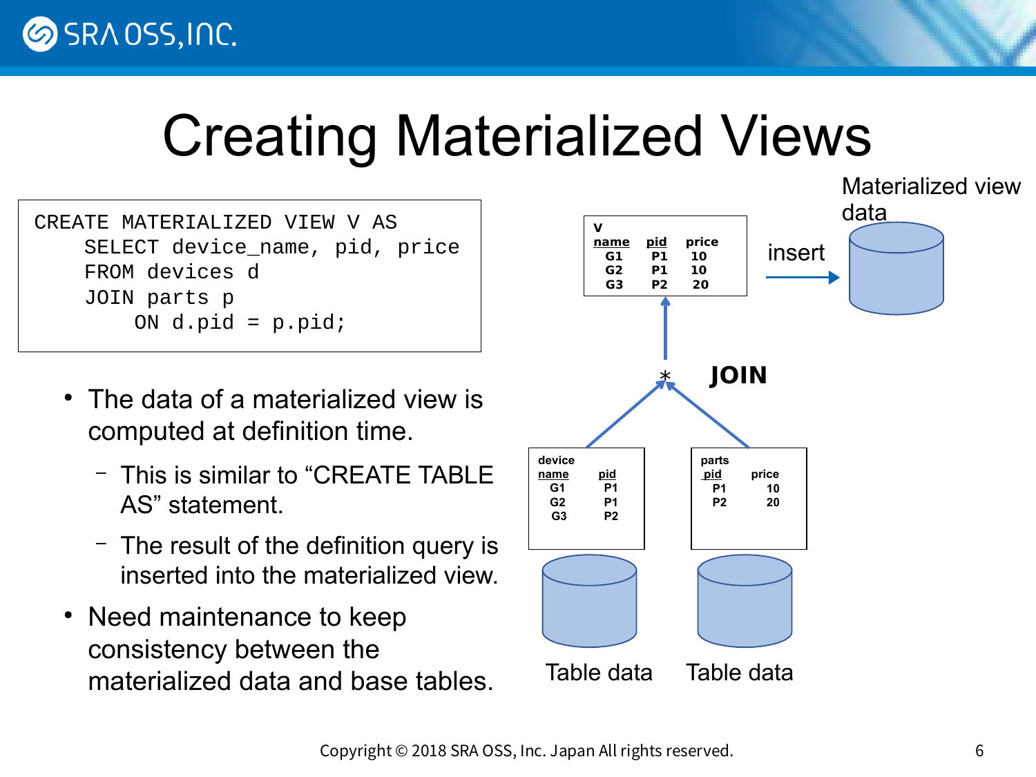# Creating Materialized Views

```
CREATE MATERIALIZED VIEW V AS
    SELECT device_name, pid, price
    FROM devices d
    JOIN parts p
        ON d.pid = p.pid;
```

- The data of a materialized view is computed at definition time.
  - This is similar to "CREATE TABLE AS" statement.
  - The result of the definition query is inserted into the materialized view.
- Need maintenance to keep consistency between the materialized data and base tables.

Materialized view data

insert

V

| name | pid | price |
|---|---|---|
| G1 | P1 | 10 |
| G2 | P1 | 10 |
| G3 | P2 | 20 |

JOIN

device

| name | pid |
|---|---|
| G1 | P1 |
| G2 | P1 |
| G3 | P2 |

parts

| pid | price |
|---|---|
| P1 | 10 |
| P2 | 20 |

Table data

Table data

Copyright © 2018 SRA OSS, Inc. Japan All rights reserved.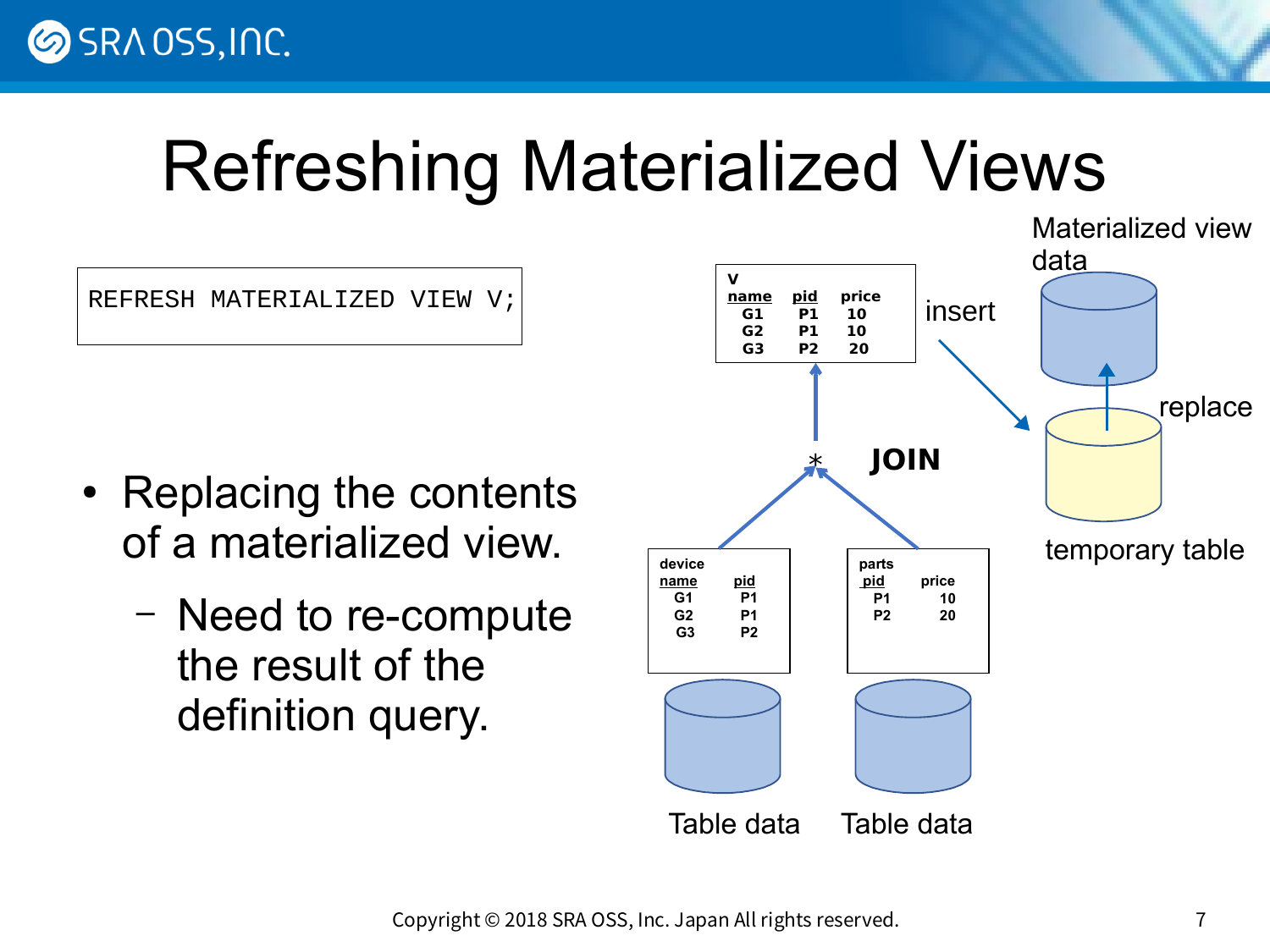# Refreshing Materialized Views

```
REFRESH MATERIALIZED VIEW V;
```

- Replacing the contents of a materialized view.
  - Need to re-compute the result of the definition query.

**V**

| name | pid | price |
|---|---|---|
| G1 | P1 | 10 |
| G2 | P1 | 10 |
| G3 | P2 | 20 |

**device**

| name | pid |
|---|---|
| G1 | P1 |
| G2 | P1 |
| G3 | P2 |

**parts**

| pid | price |
|---|---|
| P1 | 10 |
| P2 | 20 |

JOIN

insert

replace

Materialized view data

temporary table

Table data

Table data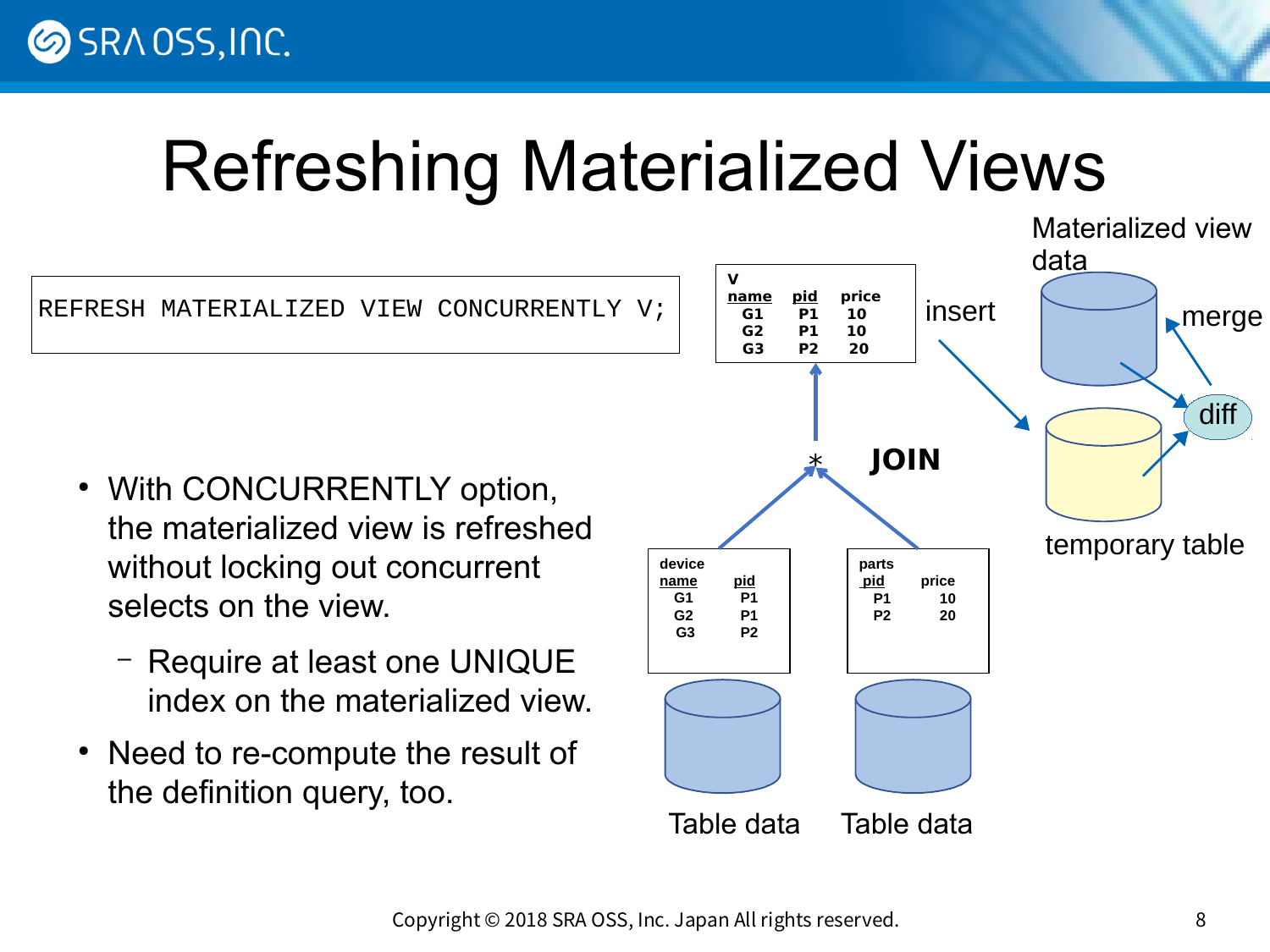# Refreshing Materialized Views

```
REFRESH MATERIALIZED VIEW CONCURRENTLY V;
```

- With CONCURRENTLY option, the materialized view is refreshed without locking out concurrent selects on the view.
  - Require at least one UNIQUE index on the materialized view.
- Need to re-compute the result of the definition query, too.

V

| name | pid | price |
|---|---|---|
| G1 | P1 | 10 |
| G2 | P1 | 10 |
| G3 | P2 | 20 |

JOIN

device

| name | pid |
|---|---|
| G1 | P1 |
| G2 | P1 |
| G3 | P2 |

parts

| pid | price |
|---|---|
| P1 | 10 |
| P2 | 20 |

Table data　Table data

insert　Materialized view data　merge　diff　temporary table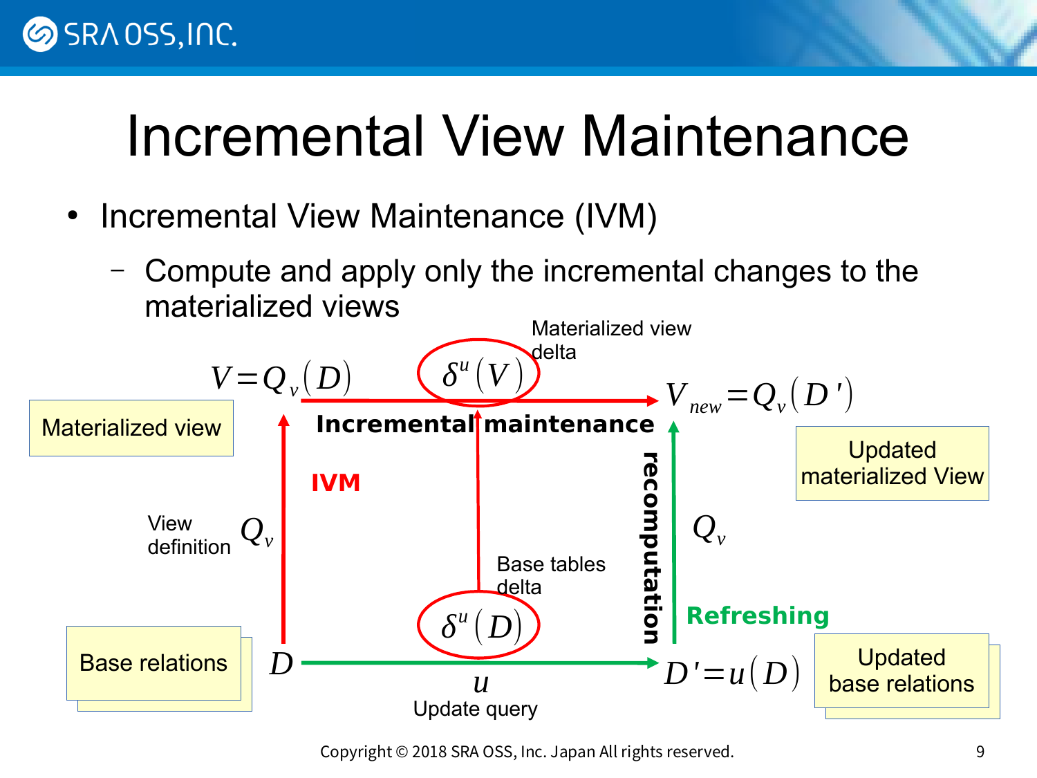# Incremental View Maintenance

- Incremental View Maintenance (IVM)
  - Compute and apply only the incremental changes to the materialized views

$V = Q_v(D)$ — Materialized view

$\delta^u(V)$ — Materialized view delta

$V_{new} = Q_v(D')$ — Updated materialized View

**Incremental maintenance**

**IVM**

View definition $Q_v$

**recomputation**

$Q_v$

**Refreshing**

Base tables delta

$\delta^u(D)$

$D$ — Base relations

$u$ — Update query

$D' = u(D)$ — Updated base relations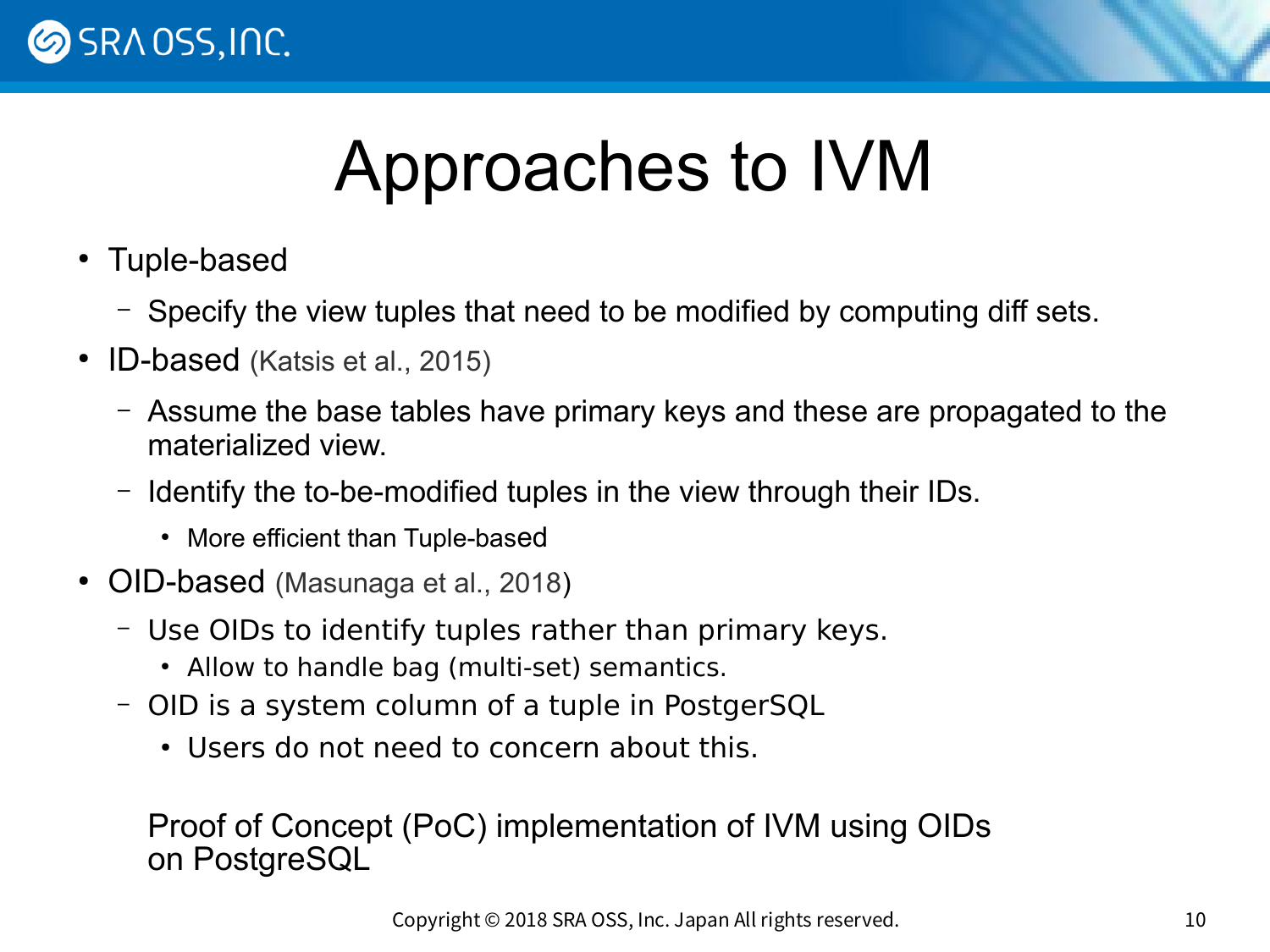# Approaches to IVM

- Tuple-based
  - Specify the view tuples that need to be modified by computing diff sets.
- ID-based (Katsis et al., 2015)
  - Assume the base tables have primary keys and these are propagated to the materialized view.
  - Identify the to-be-modified tuples in the view through their IDs.
    - More efficient than Tuple-based
- OID-based (Masunaga et al., 2018)
  - Use OIDs to identify tuples rather than primary keys.
    - Allow to handle bag (multi-set) semantics.
  - OID is a system column of a tuple in PostgerSQL
    - Users do not need to concern about this.

Proof of Concept (PoC) implementation of IVM using OIDs on PostgreSQL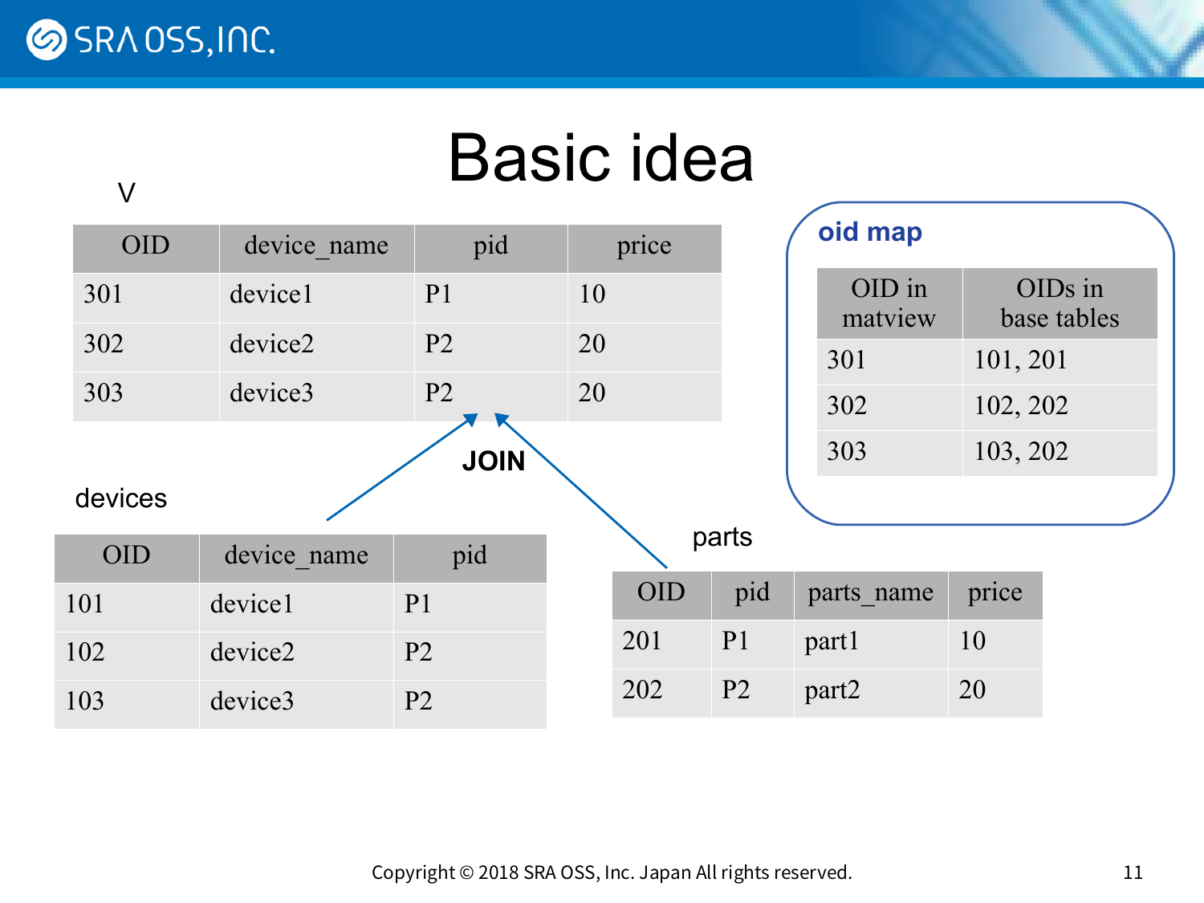# Basic idea

V

| OID | device_name | pid | price |
|---|---|---|---|
| 301 | device1 | P1 | 10 |
| 302 | device2 | P2 | 20 |
| 303 | device3 | P2 | 20 |

JOIN

devices

| OID | device_name | pid |
|---|---|---|
| 101 | device1 | P1 |
| 102 | device2 | P2 |
| 103 | device3 | P2 |

parts

| OID | pid | parts_name | price |
|---|---|---|---|
| 201 | P1 | part1 | 10 |
| 202 | P2 | part2 | 20 |

**oid map**

| OID in matview | OIDs in base tables |
|---|---|
| 301 | 101, 201 |
| 302 | 102, 202 |
| 303 | 103, 202 |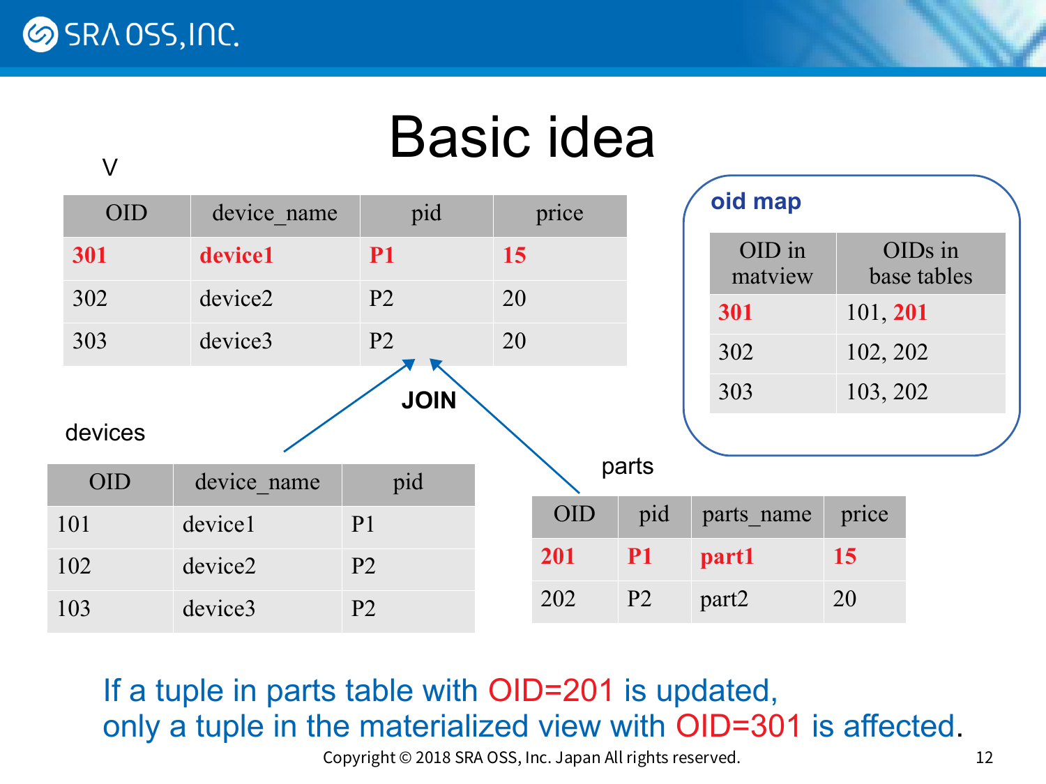# Basic idea

V

| OID | device_name | pid | price |
|---|---|---|---|
| **301** | **device1** | **P1** | **15** |
| 302 | device2 | P2 | 20 |
| 303 | device3 | P2 | 20 |

JOIN

devices

| OID | device_name | pid |
|---|---|---|
| 101 | device1 | P1 |
| 102 | device2 | P2 |
| 103 | device3 | P2 |

parts

| OID | pid | parts_name | price |
|---|---|---|---|
| **201** | **P1** | **part1** | **15** |
| 202 | P2 | part2 | 20 |

**oid map**

| OID in matview | OIDs in base tables |
|---|---|
| **301** | 101, **201** |
| 302 | 102, 202 |
| 303 | 103, 202 |

If a tuple in parts table with OID=201 is updated,
only a tuple in the materialized view with OID=301 is affected.

Copyright © 2018 SRA OSS, Inc. Japan All rights reserved.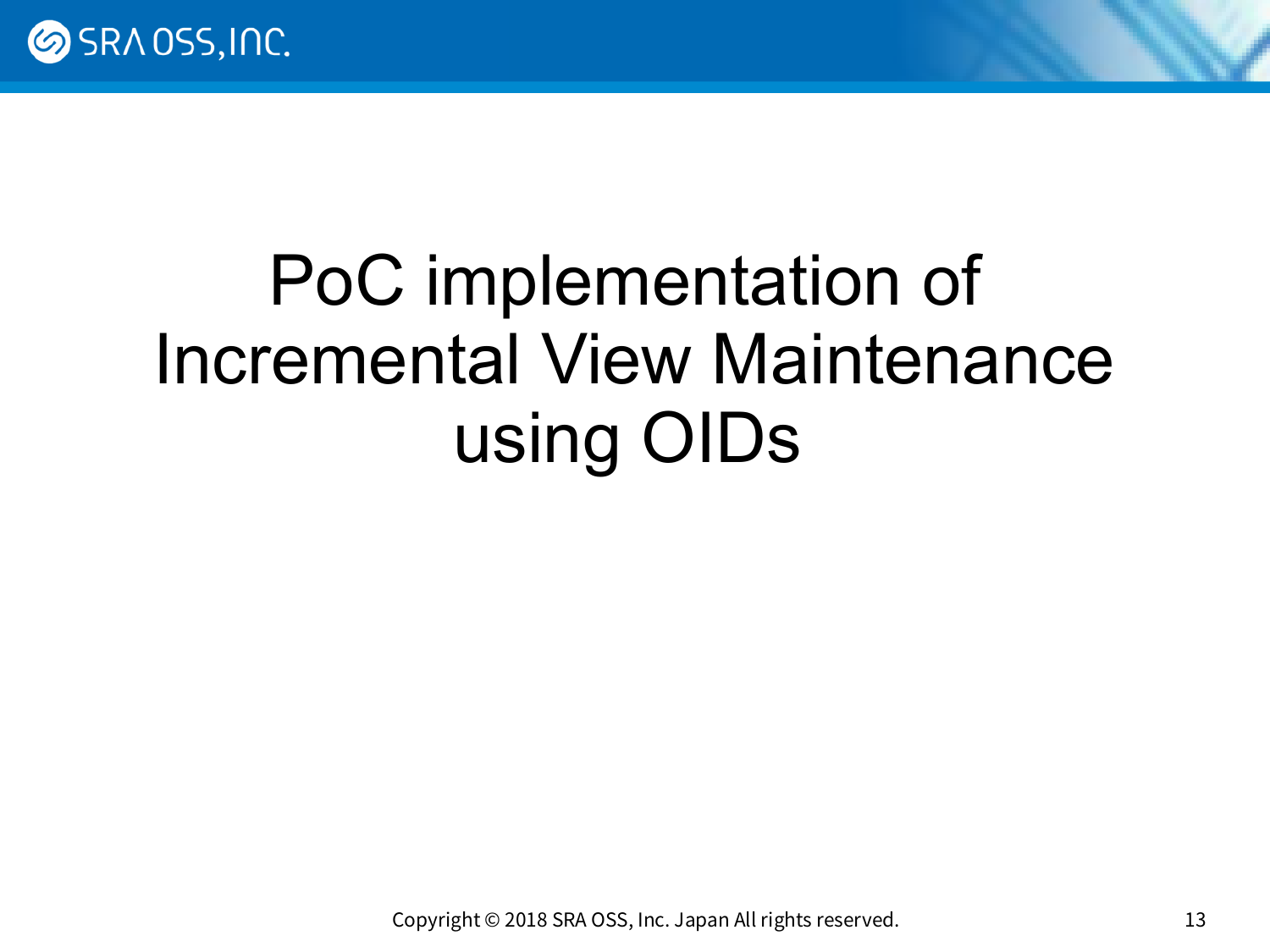# PoC implementation of Incremental View Maintenance using OIDs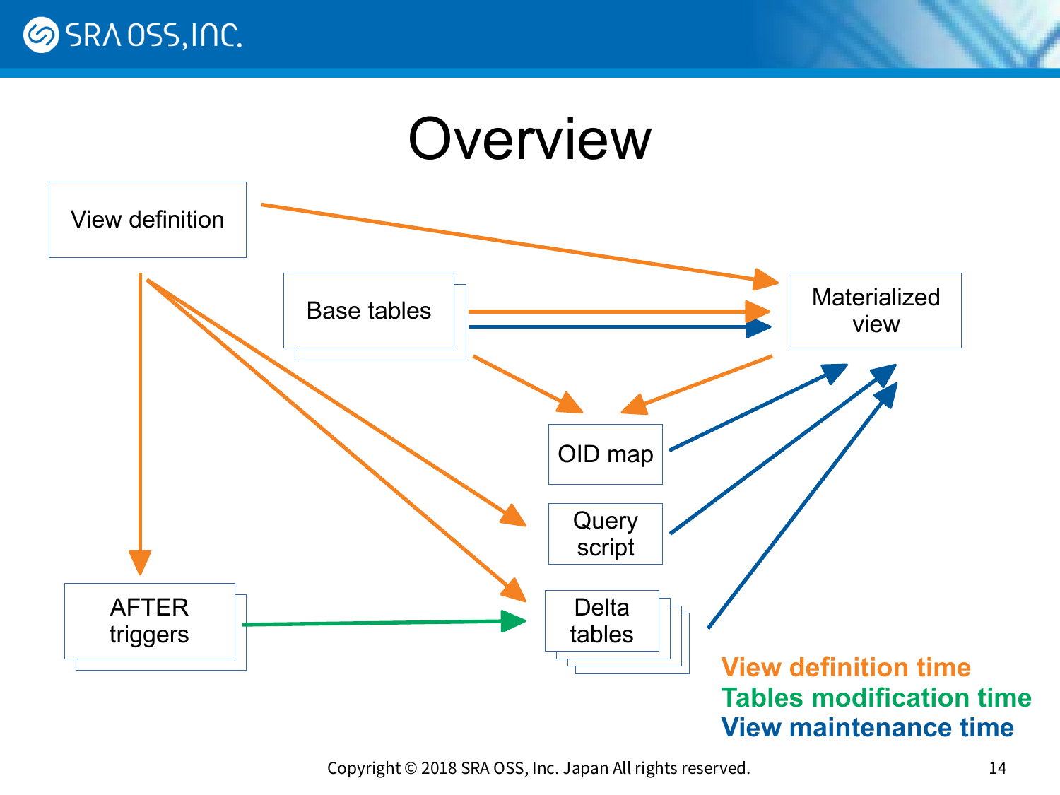# Overview

View definition

Base tables

Materialized view

OID map

Query script

AFTER triggers

Delta tables

**View definition time**
**Tables modification time**
**View maintenance time**

Copyright © 2018 SRA OSS, Inc. Japan All rights reserved.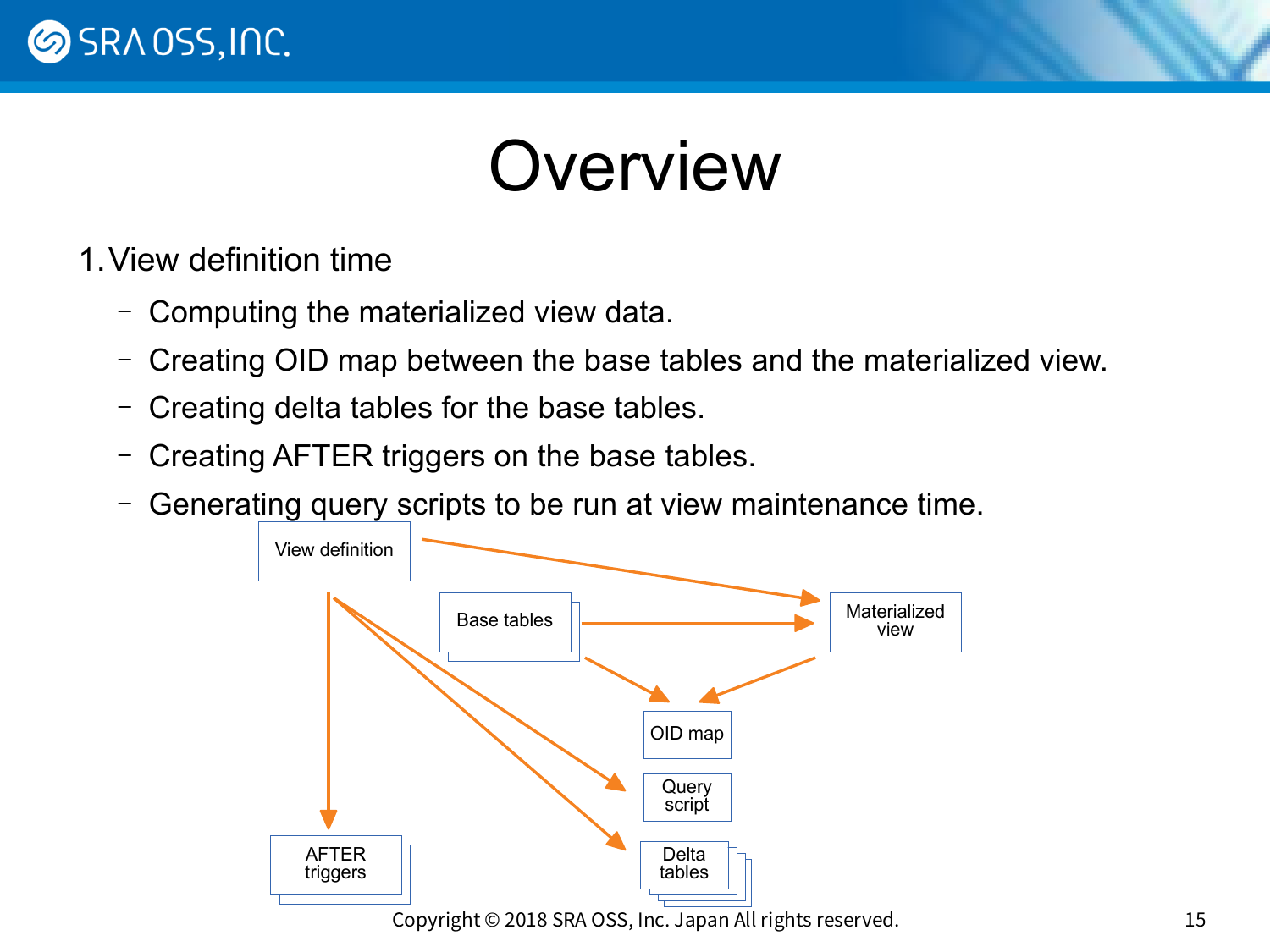# Overview

1. View definition time
   - Computing the materialized view data.
   - Creating OID map between the base tables and the materialized view.
   - Creating delta tables for the base tables.
   - Creating AFTER triggers on the base tables.
   - Generating query scripts to be run at view maintenance time.

View definition

Base tables

Materialized view

OID map

Query script

AFTER triggers

Delta tables

Copyright © 2018 SRA OSS, Inc. Japan All rights reserved.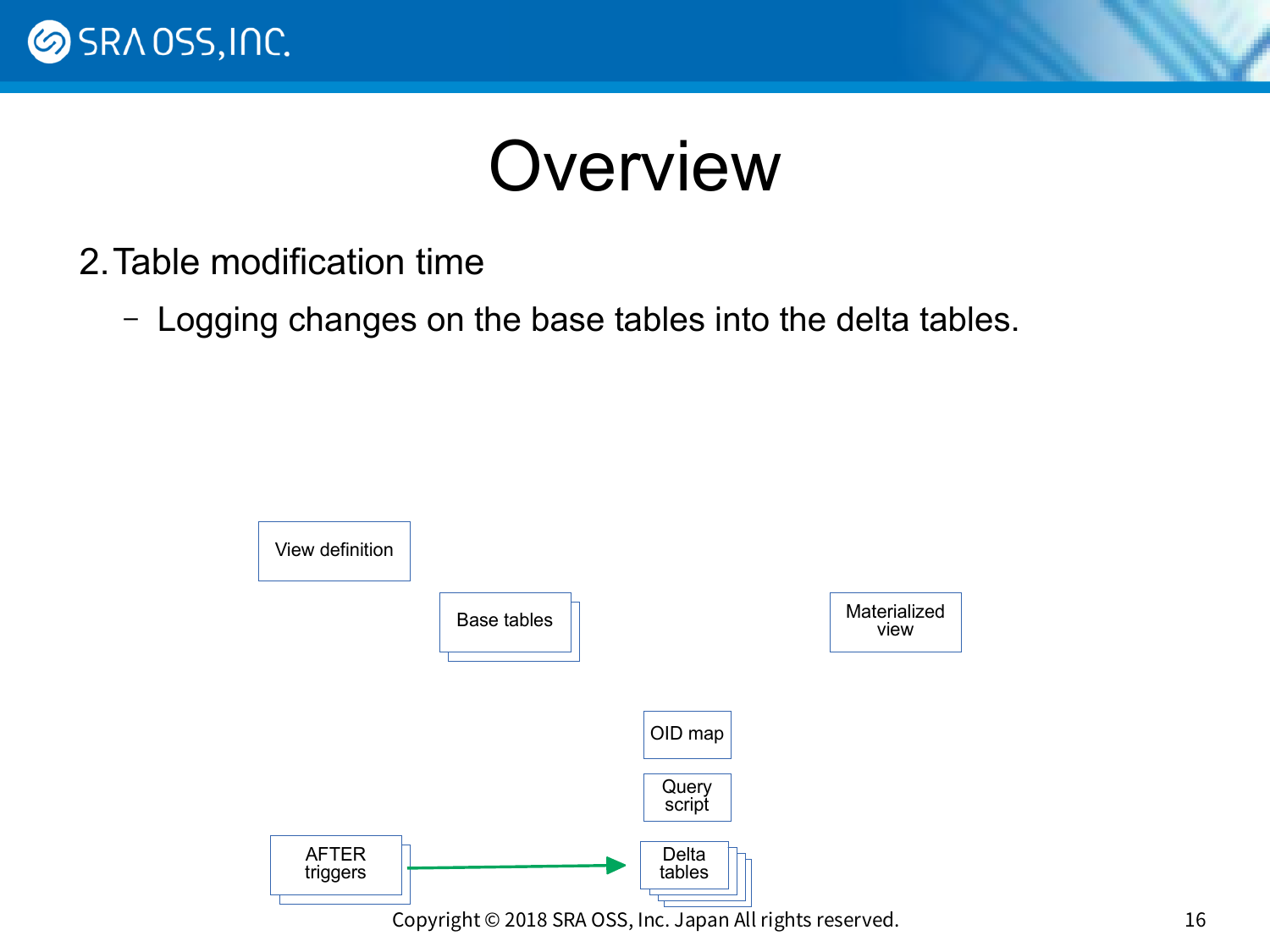# Overview

2. Table modification time
   - Logging changes on the base tables into the delta tables.

View definition

Base tables

Materialized view

OID map

Query script

AFTER triggers

Delta tables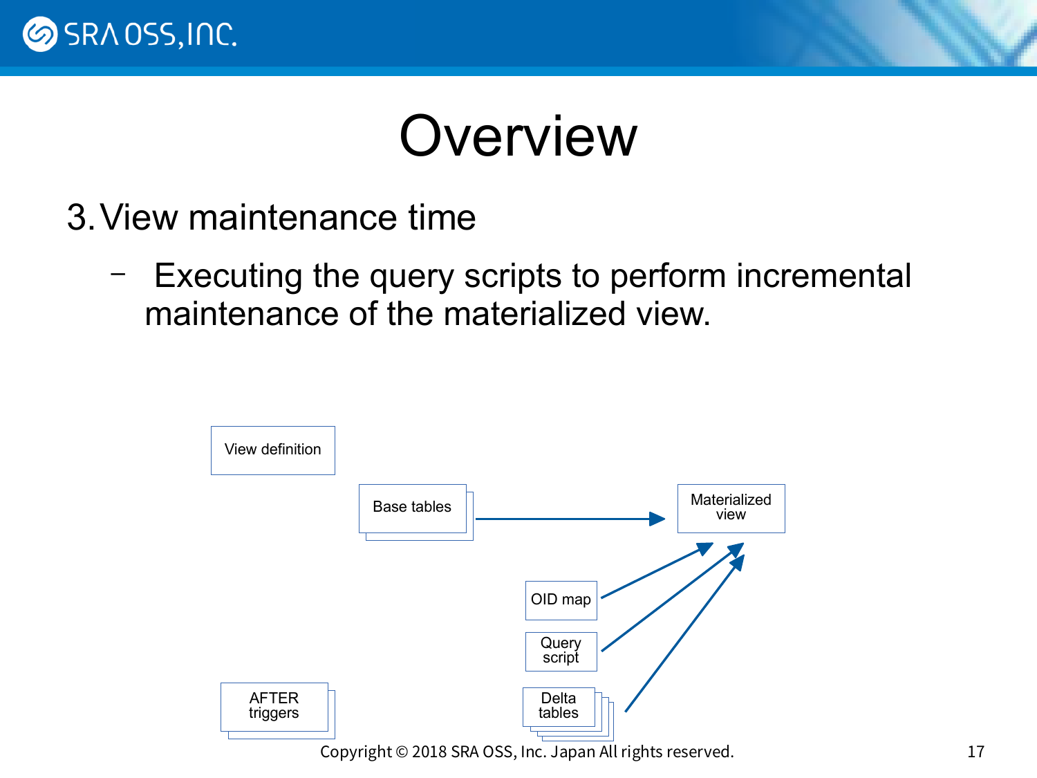# Overview

3. View maintenance time
   - Executing the query scripts to perform incremental maintenance of the materialized view.

View definition

Base tables

Materialized view

OID map

Query script

AFTER triggers

Delta tables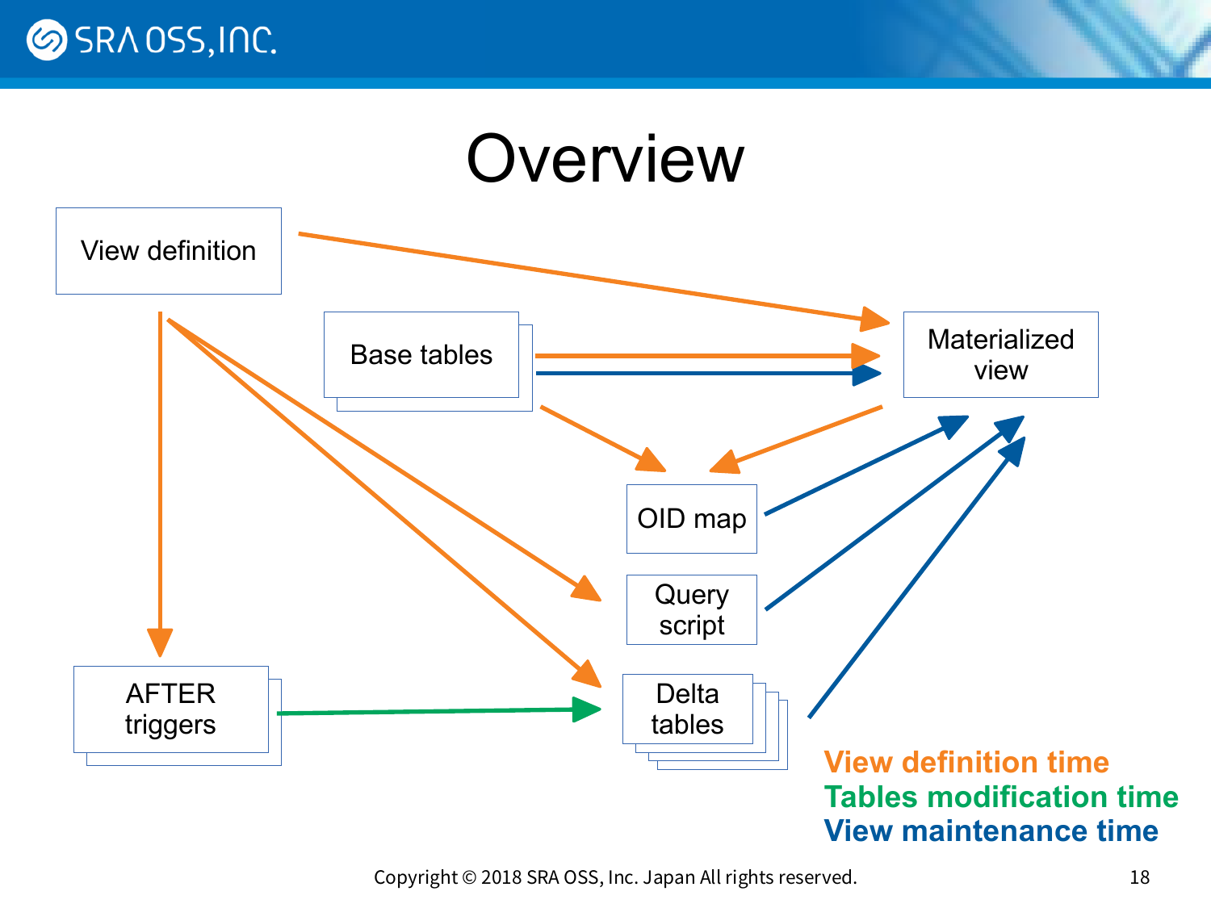# Overview

View definition

Base tables

Materialized view

OID map

Query script

Delta tables

AFTER triggers

**View definition time**
**Tables modification time**
**View maintenance time**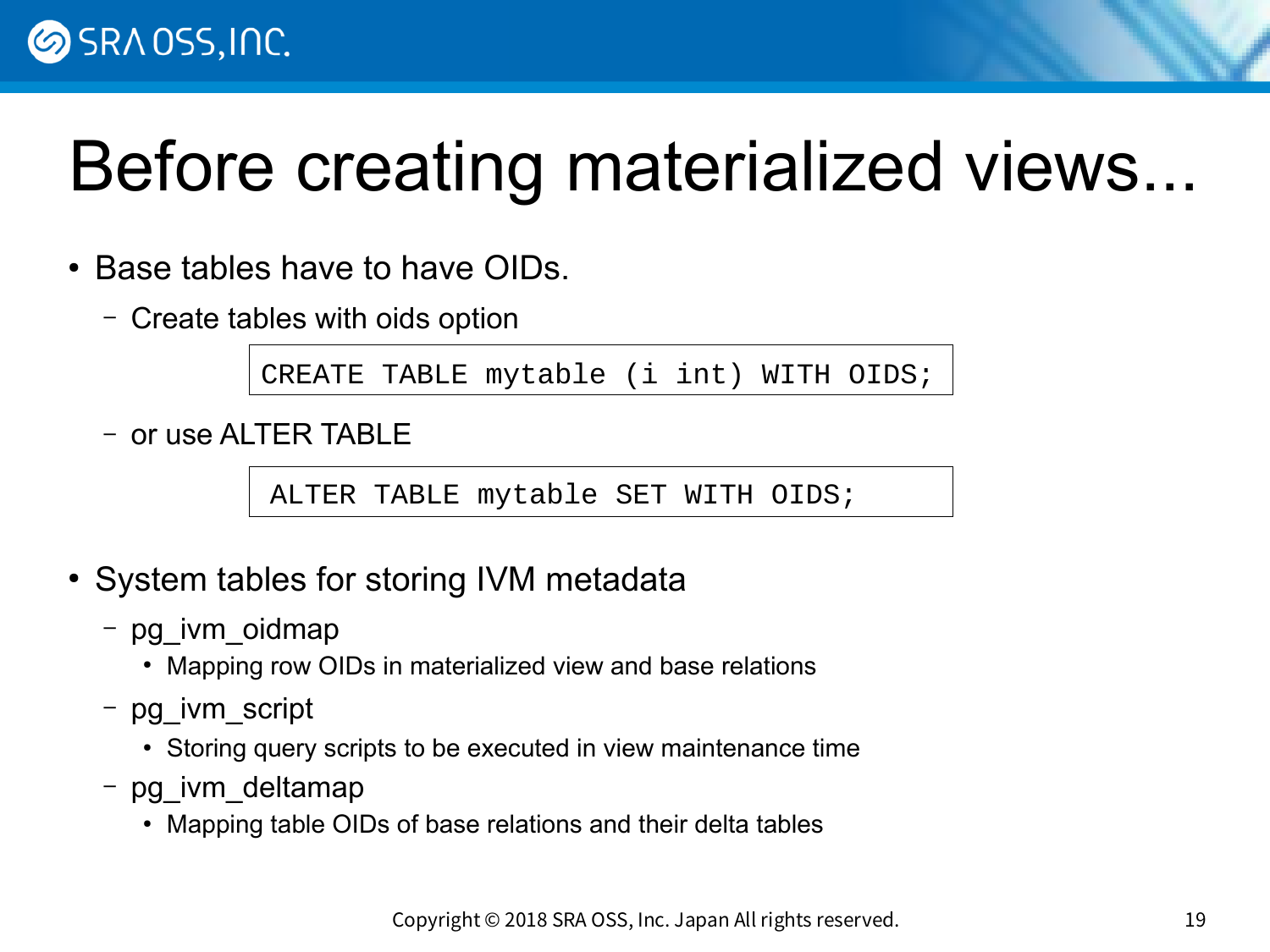# Before creating materialized views...

- Base tables have to have OIDs.
  - Create tables with oids option

```
CREATE TABLE mytable (i int) WITH OIDS;
```

  - or use ALTER TABLE

```
ALTER TABLE mytable SET WITH OIDS;
```

- System tables for storing IVM metadata
  - pg_ivm_oidmap
    - Mapping row OIDs in materialized view and base relations
  - pg_ivm_script
    - Storing query scripts to be executed in view maintenance time
  - pg_ivm_deltamap
    - Mapping table OIDs of base relations and their delta tables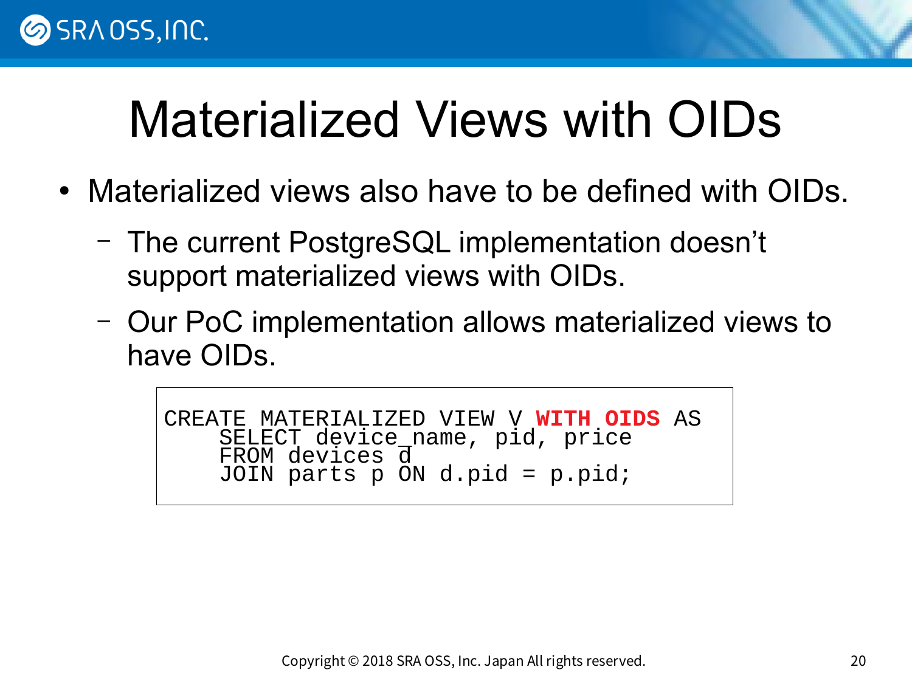# Materialized Views with OIDs

- Materialized views also have to be defined with OIDs.
  - The current PostgreSQL implementation doesn't support materialized views with OIDs.
  - Our PoC implementation allows materialized views to have OIDs.

```
CREATE MATERIALIZED VIEW V WITH OIDS AS
    SELECT device_name, pid, price
    FROM devices d
    JOIN parts p ON d.pid = p.pid;
```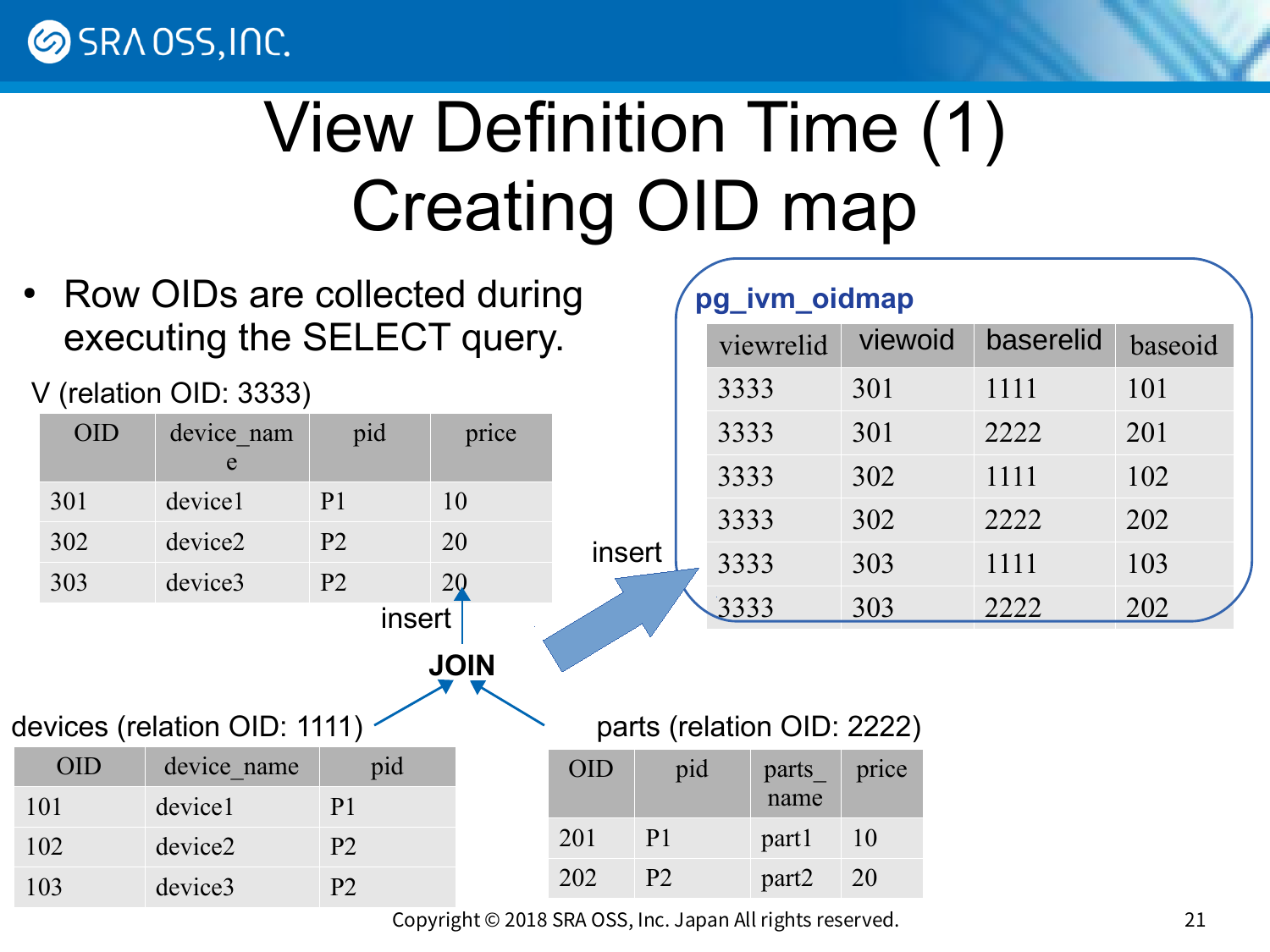# View Definition Time (1) Creating OID map

- Row OIDs are collected during executing the SELECT query.

V (relation OID: 3333)

| OID | device_name | pid | price |
|---|---|---|---|
| 301 | device1 | P1 | 10 |
| 302 | device2 | P2 | 20 |
| 303 | device3 | P2 | 20 |

insert

JOIN

devices (relation OID: 1111)

| OID | device_name | pid |
|---|---|---|
| 101 | device1 | P1 |
| 102 | device2 | P2 |
| 103 | device3 | P2 |

parts (relation OID: 2222)

| OID | pid | parts_name | price |
|---|---|---|---|
| 201 | P1 | part1 | 10 |
| 202 | P2 | part2 | 20 |

insert

**pg_ivm_oidmap**

| viewrelid | viewoid | baserelid | baseoid |
|---|---|---|---|
| 3333 | 301 | 1111 | 101 |
| 3333 | 301 | 2222 | 201 |
| 3333 | 302 | 1111 | 102 |
| 3333 | 302 | 2222 | 202 |
| 3333 | 303 | 1111 | 103 |
| 3333 | 303 | 2222 | 202 |

Copyright © 2018 SRA OSS, Inc. Japan All rights reserved.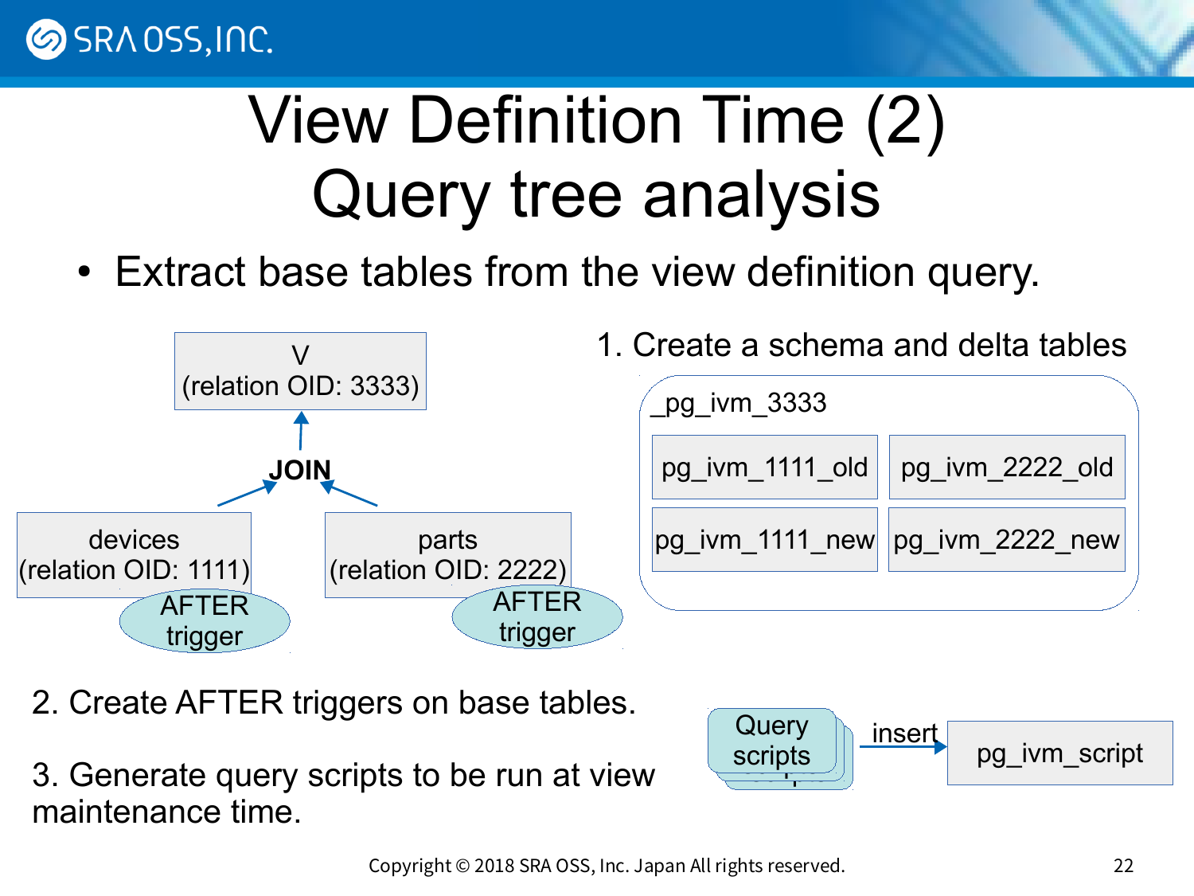# View Definition Time (2)
# Query tree analysis

- Extract base tables from the view definition query.

V
(relation OID: 3333)

JOIN

devices
(relation OID: 1111)

AFTER trigger

parts
(relation OID: 2222)

AFTER trigger

1. Create a schema and delta tables

_pg_ivm_3333

| pg_ivm_1111_old | pg_ivm_2222_old |
|---|---|
| pg_ivm_1111_new | pg_ivm_2222_new |

2. Create AFTER triggers on base tables.

3. Generate query scripts to be run at view maintenance time.

Query scripts → insert → pg_ivm_script

Copyright © 2018 SRA OSS, Inc. Japan All rights reserved.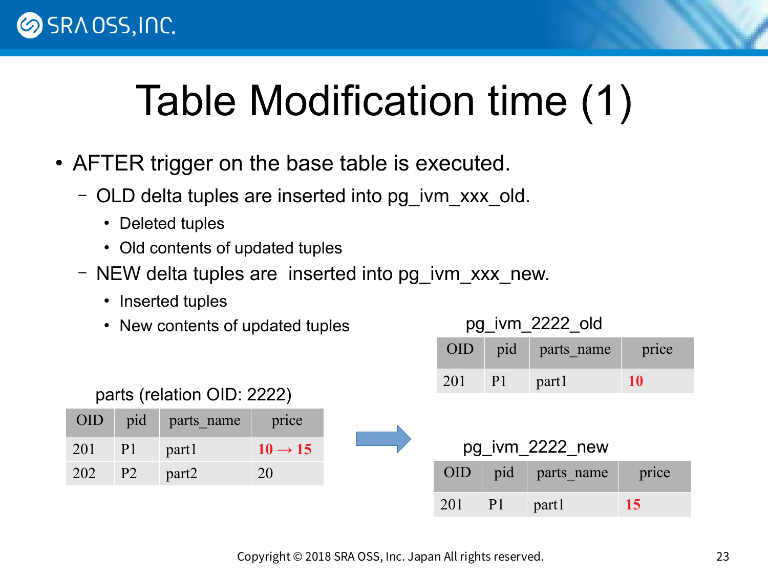# Table Modification time (1)

- AFTER trigger on the base table is executed.
  - OLD delta tuples are inserted into pg_ivm_xxx_old.
    - Deleted tuples
    - Old contents of updated tuples
  - NEW delta tuples are  inserted into pg_ivm_xxx_new.
    - Inserted tuples
    - New contents of updated tuples

parts (relation OID: 2222)

| OID | pid | parts_name | price |
|---|---|---|---|
| 201 | P1 | part1 | 10 → 15 |
| 202 | P2 | part2 | 20 |

pg_ivm_2222_old

| OID | pid | parts_name | price |
|---|---|---|---|
| 201 | P1 | part1 | 10 |

pg_ivm_2222_new

| OID | pid | parts_name | price |
|---|---|---|---|
| 201 | P1 | part1 | 15 |

Copyright © 2018 SRA OSS, Inc. Japan All rights reserved.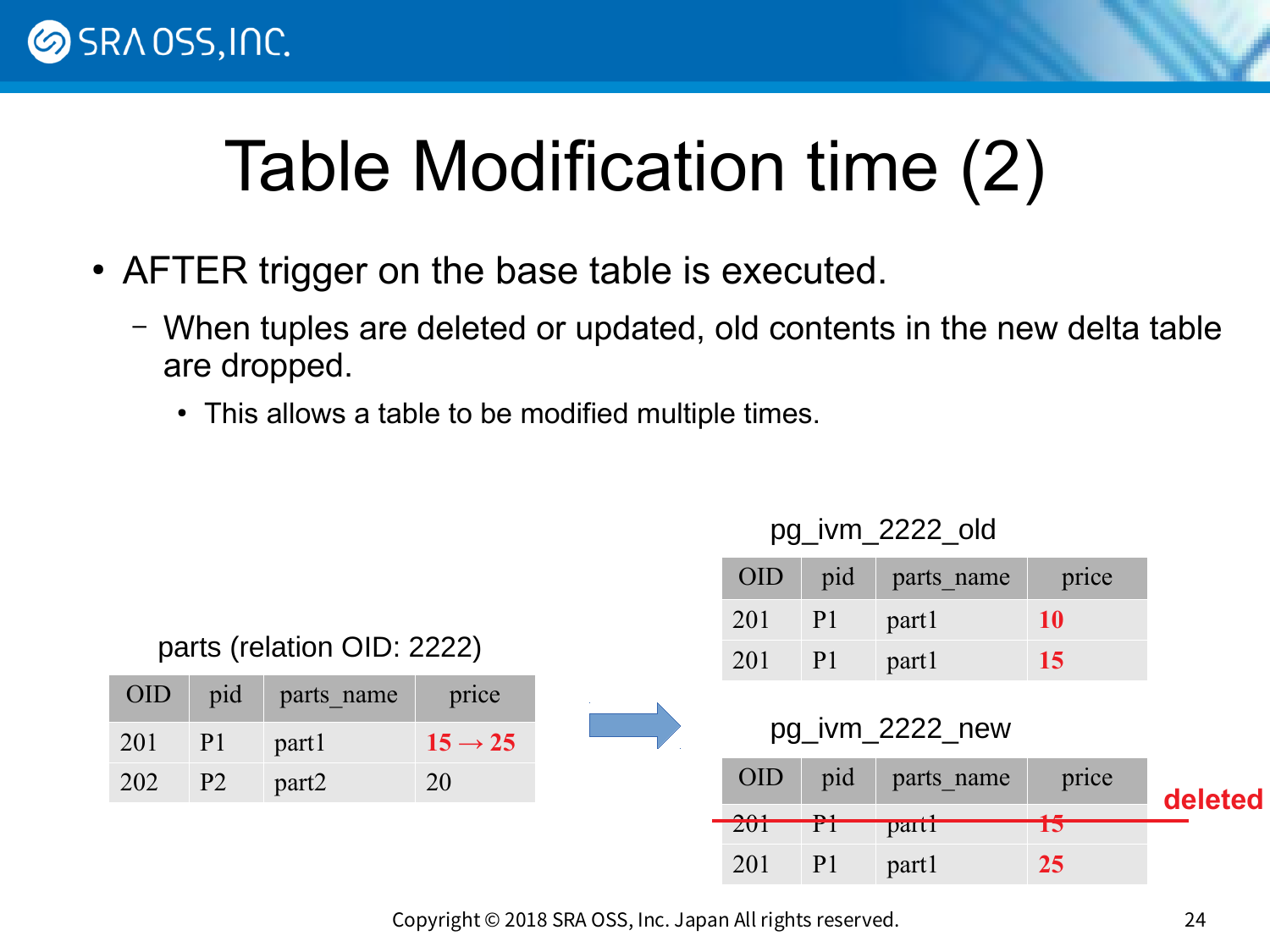# Table Modification time (2)

- AFTER trigger on the base table is executed.
  - When tuples are deleted or updated, old contents in the new delta table are dropped.
    - This allows a table to be modified multiple times.

parts (relation OID: 2222)

| OID | pid | parts_name | price |
|---|---|---|---|
| 201 | P1 | part1 | 15 → 25 |
| 202 | P2 | part2 | 20 |

pg_ivm_2222_old

| OID | pid | parts_name | price |
|---|---|---|---|
| 201 | P1 | part1 | 10 |
| 201 | P1 | part1 | 15 |

pg_ivm_2222_new

| OID | pid | parts_name | price |
|---|---|---|---|
| ~~201~~ | ~~P1~~ | ~~part1~~ | ~~15~~ (deleted) |
| 201 | P1 | part1 | 25 |

Copyright © 2018 SRA OSS, Inc. Japan All rights reserved.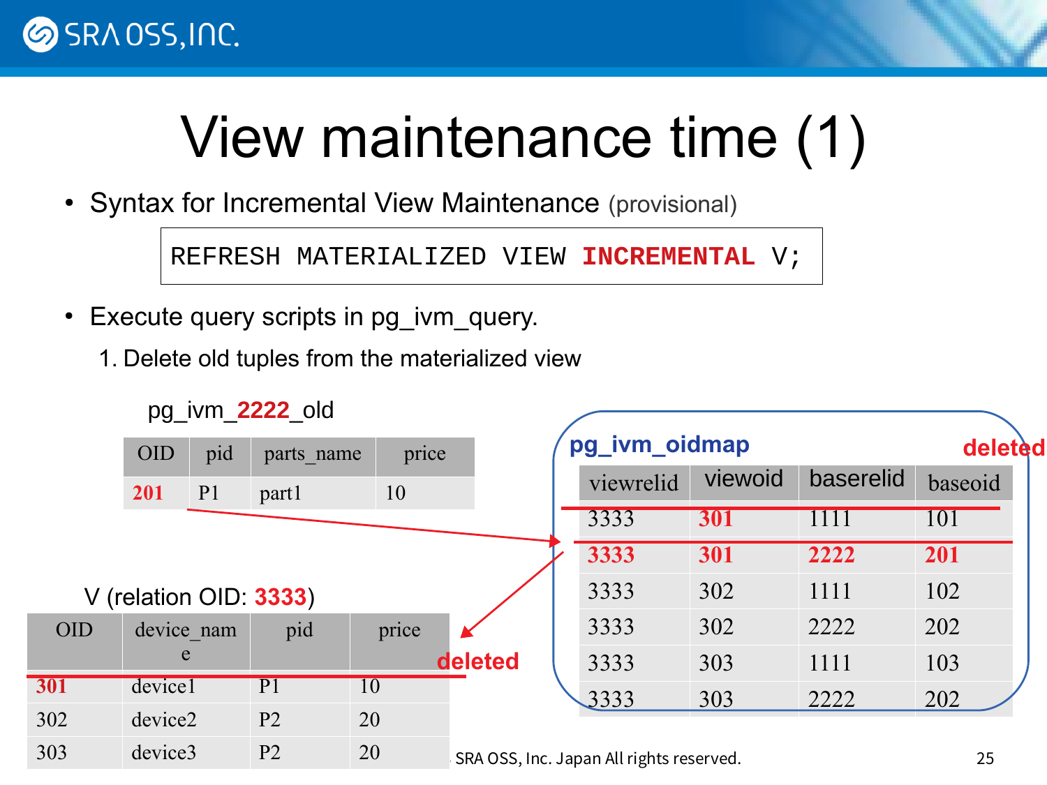# View maintenance time (1)

- Syntax for Incremental View Maintenance (provisional)

```
REFRESH MATERIALIZED VIEW INCREMENTAL V;
```

- Execute query scripts in pg_ivm_query.

  1. Delete old tuples from the materialized view

pg_ivm_**2222**_old

| OID | pid | parts_name | price |
|---|---|---|---|
| **201** | P1 | part1 | 10 |

**pg_ivm_oidmap** — **deleted**

| viewrelid | viewoid | baserelid | baseoid |
|---|---|---|---|
| ~~3333~~ | ~~**301**~~ | ~~1111~~ | ~~101~~ |
| ~~**3333**~~ | ~~**301**~~ | ~~**2222**~~ | ~~**201**~~ |
| 3333 | 302 | 1111 | 102 |
| 3333 | 302 | 2222 | 202 |
| 3333 | 303 | 1111 | 103 |
| 3333 | 303 | 2222 | 202 |

V (relation OID: **3333**) — **deleted**

| OID | device_name | pid | price |
|---|---|---|---|
| ~~**301**~~ | ~~device1~~ | ~~P1~~ | ~~10~~ |
| 302 | device2 | P2 | 20 |
| 303 | device3 | P2 | 20 |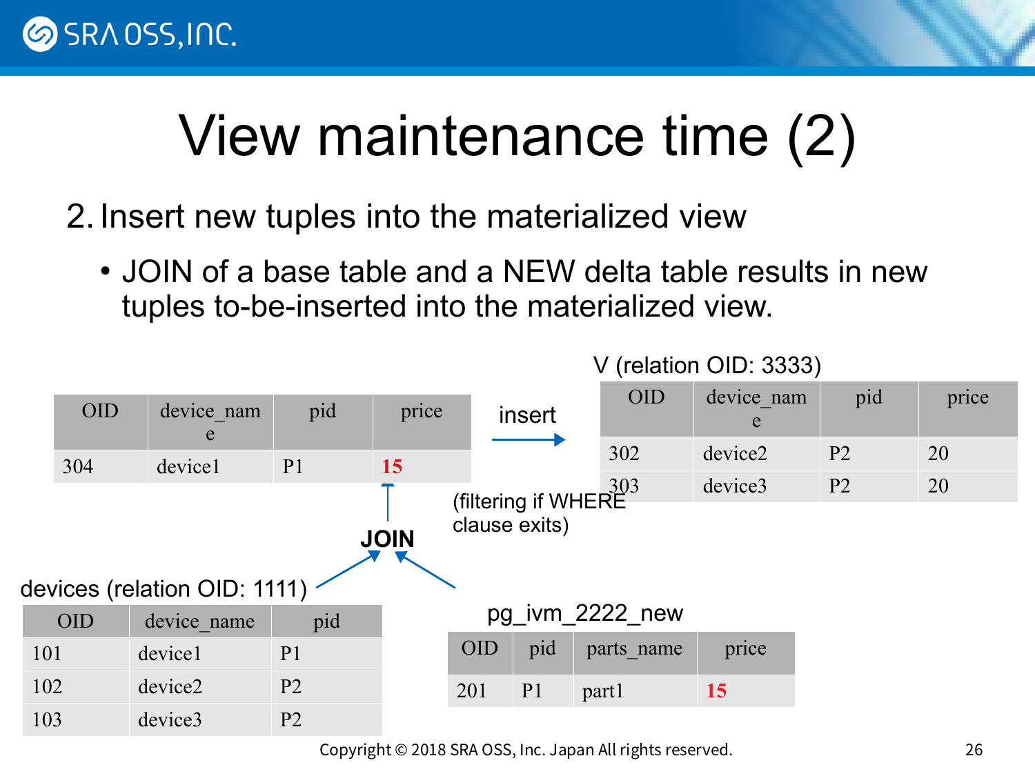# View maintenance time (2)

2. Insert new tuples into the materialized view
   - JOIN of a base table and a NEW delta table results in new tuples to-be-inserted into the materialized view.

| OID | device_name | pid | price |
|---|---|---|---|
| 304 | device1 | P1 | **15** |

insert →

V (relation OID: 3333)

| OID | device_name | pid | price |
|---|---|---|---|
| 302 | device2 | P2 | 20 |
| 303 | device3 | P2 | 20 |

(filtering if WHERE clause exits)

**JOIN**

devices (relation OID: 1111)

| OID | device_name | pid |
|---|---|---|
| 101 | device1 | P1 |
| 102 | device2 | P2 |
| 103 | device3 | P2 |

pg_ivm_2222_new

| OID | pid | parts_name | price |
|---|---|---|---|
| 201 | P1 | part1 | **15** |

Copyright © 2018 SRA OSS, Inc. Japan All rights reserved.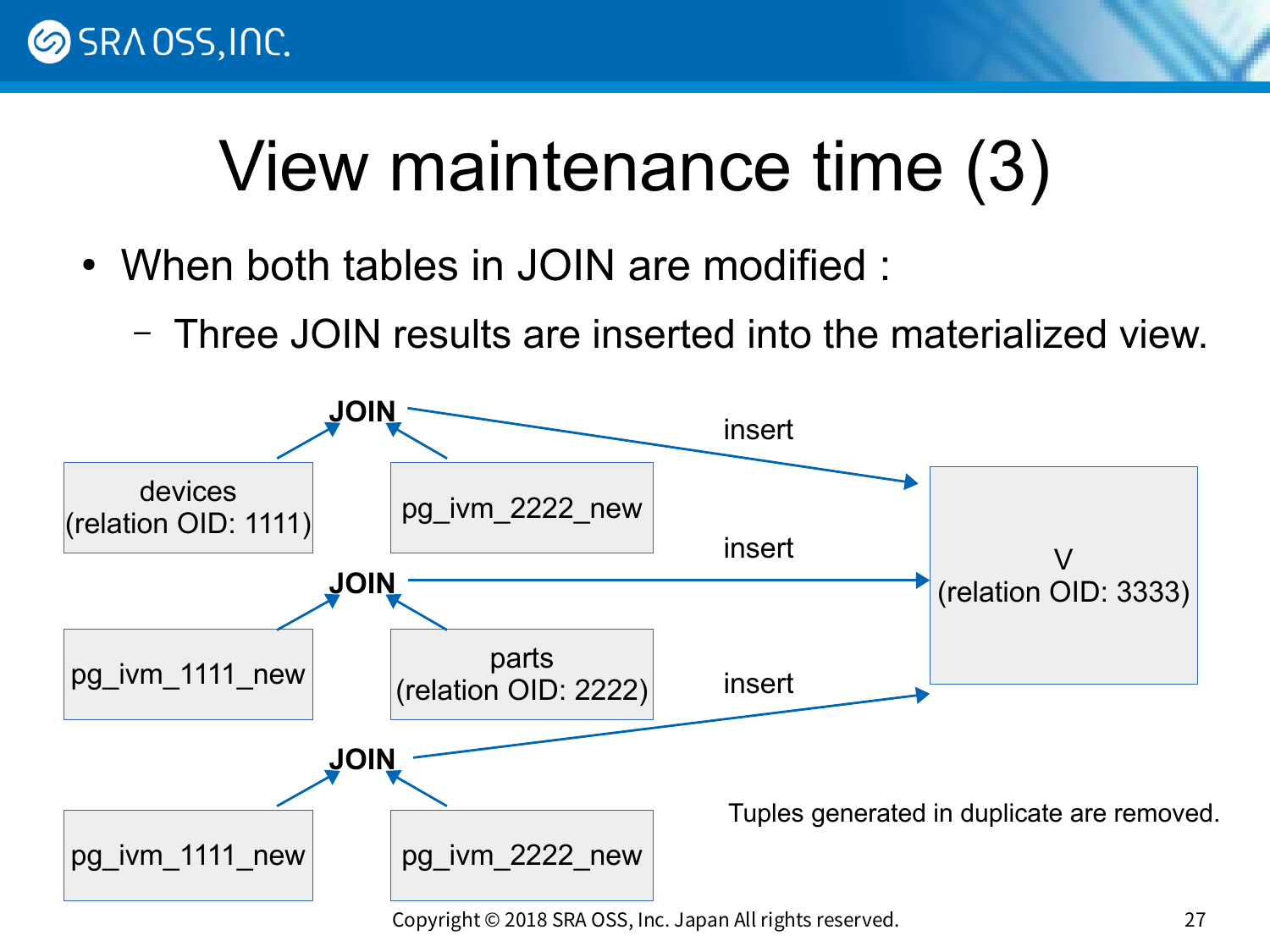# View maintenance time (3)

- When both tables in JOIN are modified :
  - Three JOIN results are inserted into the materialized view.

JOIN: devices (relation OID: 1111) + pg_ivm_2222_new → insert → V (relation OID: 3333)

JOIN: pg_ivm_1111_new + parts (relation OID: 2222) → insert → V (relation OID: 3333)

JOIN: pg_ivm_1111_new + pg_ivm_2222_new → insert → V (relation OID: 3333)

Tuples generated in duplicate are removed.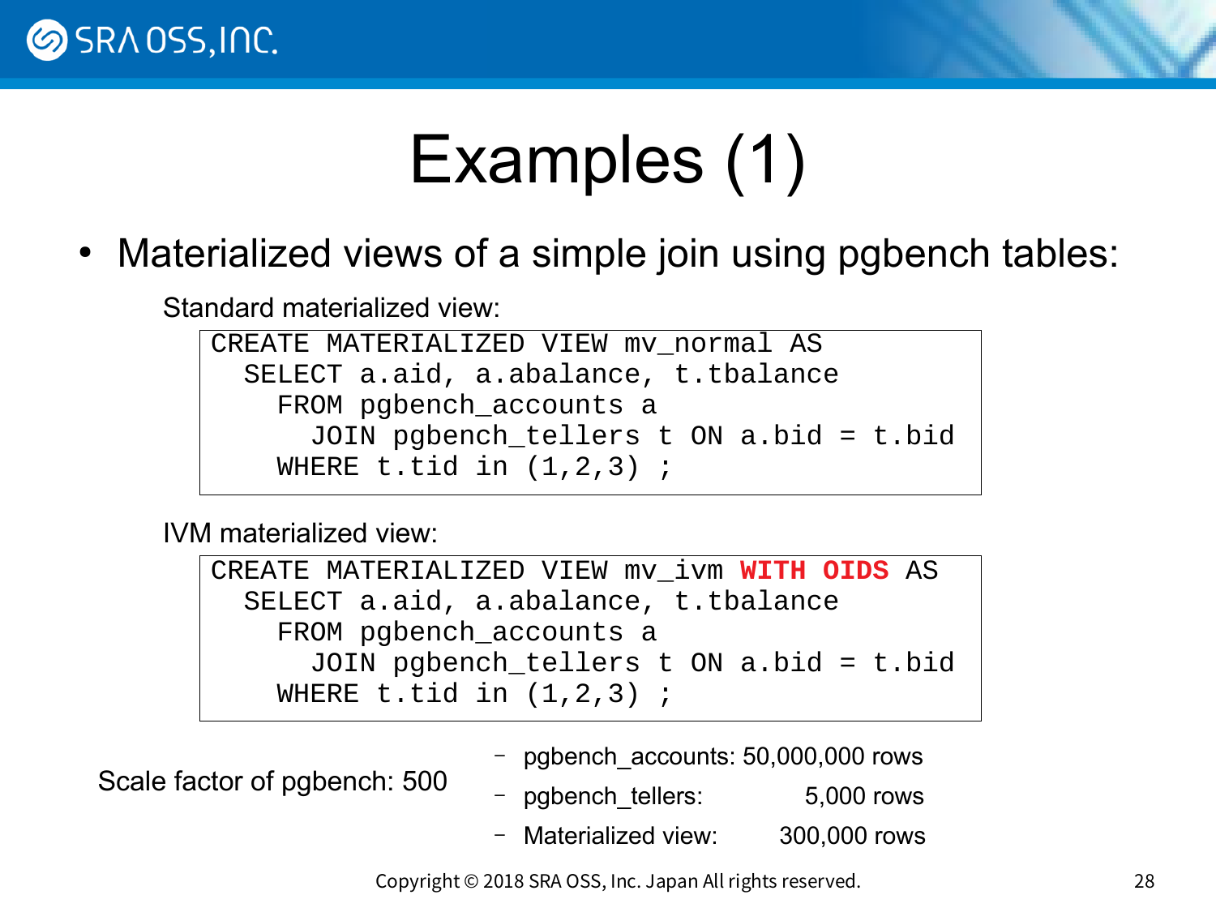# Examples (1)

- Materialized views of a simple join using pgbench tables:

Standard materialized view:

```
CREATE MATERIALIZED VIEW mv_normal AS
  SELECT a.aid, a.abalance, t.tbalance
    FROM pgbench_accounts a
      JOIN pgbench_tellers t ON a.bid = t.bid
    WHERE t.tid in (1,2,3) ;
```

IVM materialized view:

```
CREATE MATERIALIZED VIEW mv_ivm WITH OIDS AS
  SELECT a.aid, a.abalance, t.tbalance
    FROM pgbench_accounts a
      JOIN pgbench_tellers t ON a.bid = t.bid
    WHERE t.tid in (1,2,3) ;
```

Scale factor of pgbench: 500

- pgbench_accounts: 50,000,000 rows
- pgbench_tellers: 5,000 rows
- Materialized view: 300,000 rows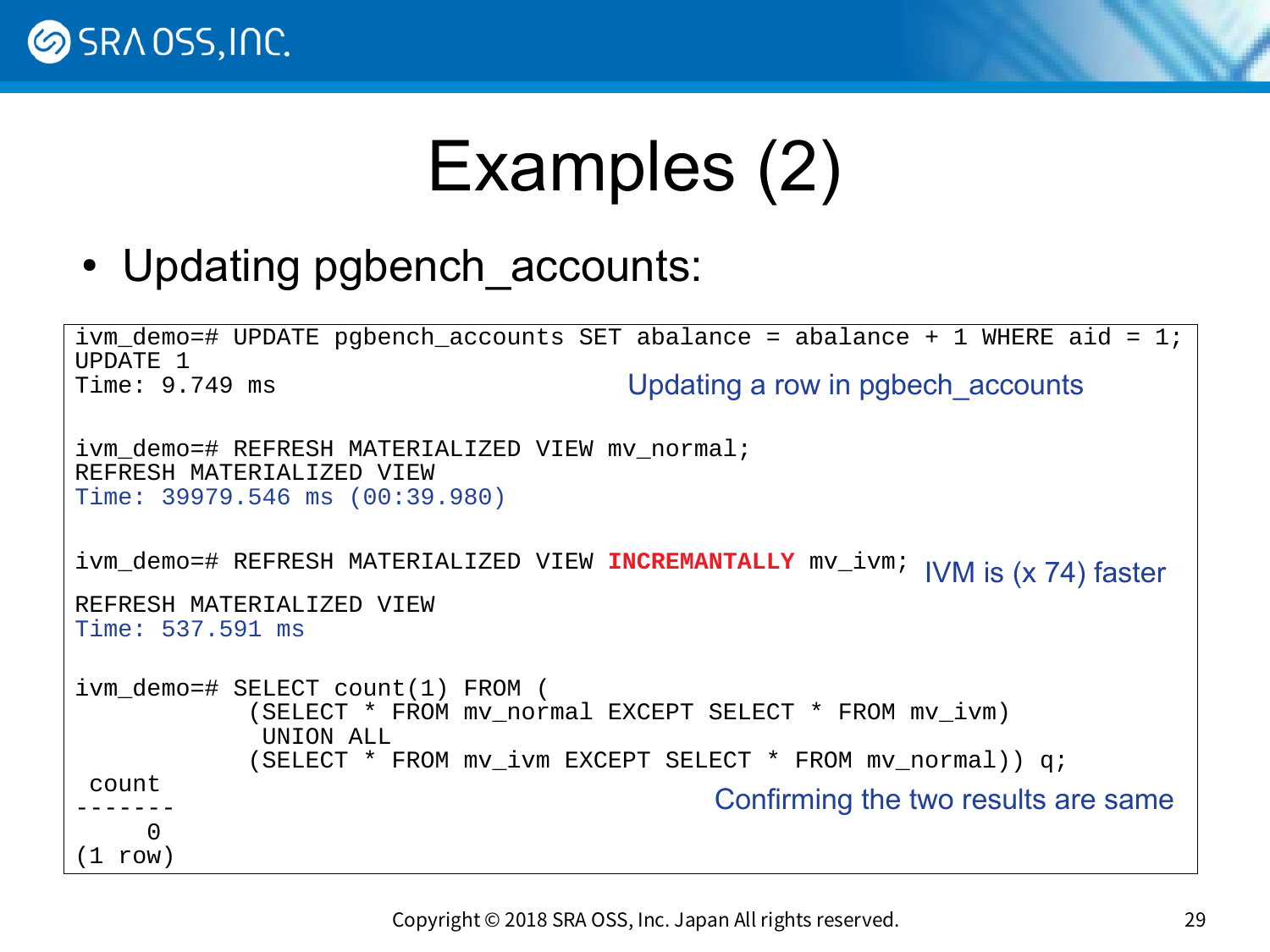# Examples (2)

- Updating pgbench_accounts:

```
ivm_demo=# UPDATE pgbench_accounts SET abalance = abalance + 1 WHERE aid = 1;
UPDATE 1
Time: 9.749 ms

ivm_demo=# REFRESH MATERIALIZED VIEW mv_normal;
REFRESH MATERIALIZED VIEW
Time: 39979.546 ms (00:39.980)

ivm_demo=# REFRESH MATERIALIZED VIEW INCREMANTALLY mv_ivm;
REFRESH MATERIALIZED VIEW
Time: 537.591 ms

ivm_demo=# SELECT count(1) FROM (
            (SELECT * FROM mv_normal EXCEPT SELECT * FROM mv_ivm)
             UNION ALL
            (SELECT * FROM mv_ivm EXCEPT SELECT * FROM mv_normal)) q;
 count
-------
     0
(1 row)
```

Updating a row in pgbech_accounts

IVM is (x 74) faster

Confirming the two results are same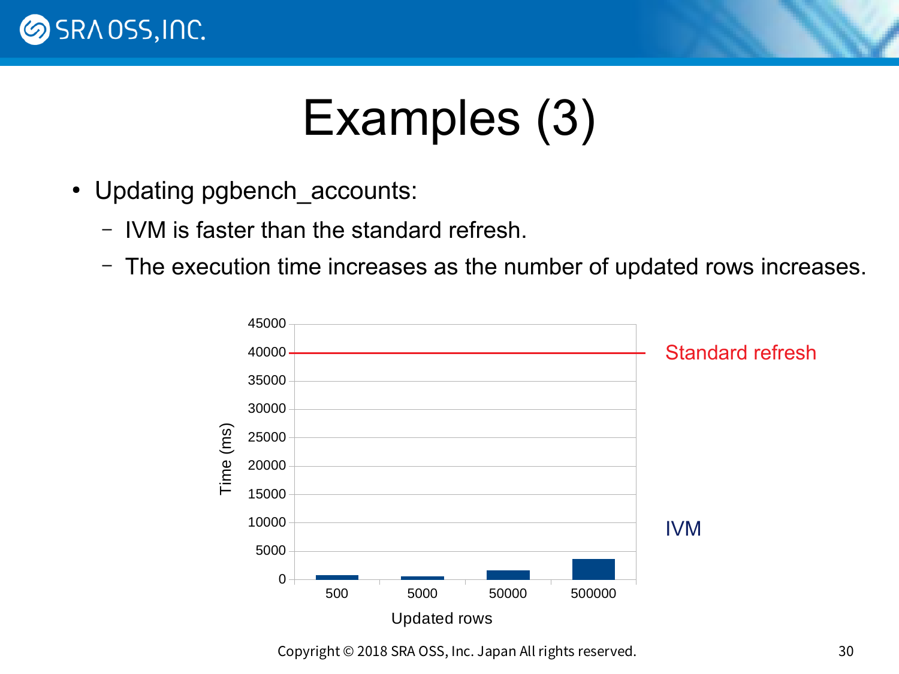# Examples (3)

- Updating pgbench_accounts:
  - IVM is faster than the standard refresh.
  - The execution time increases as the number of updated rows increases.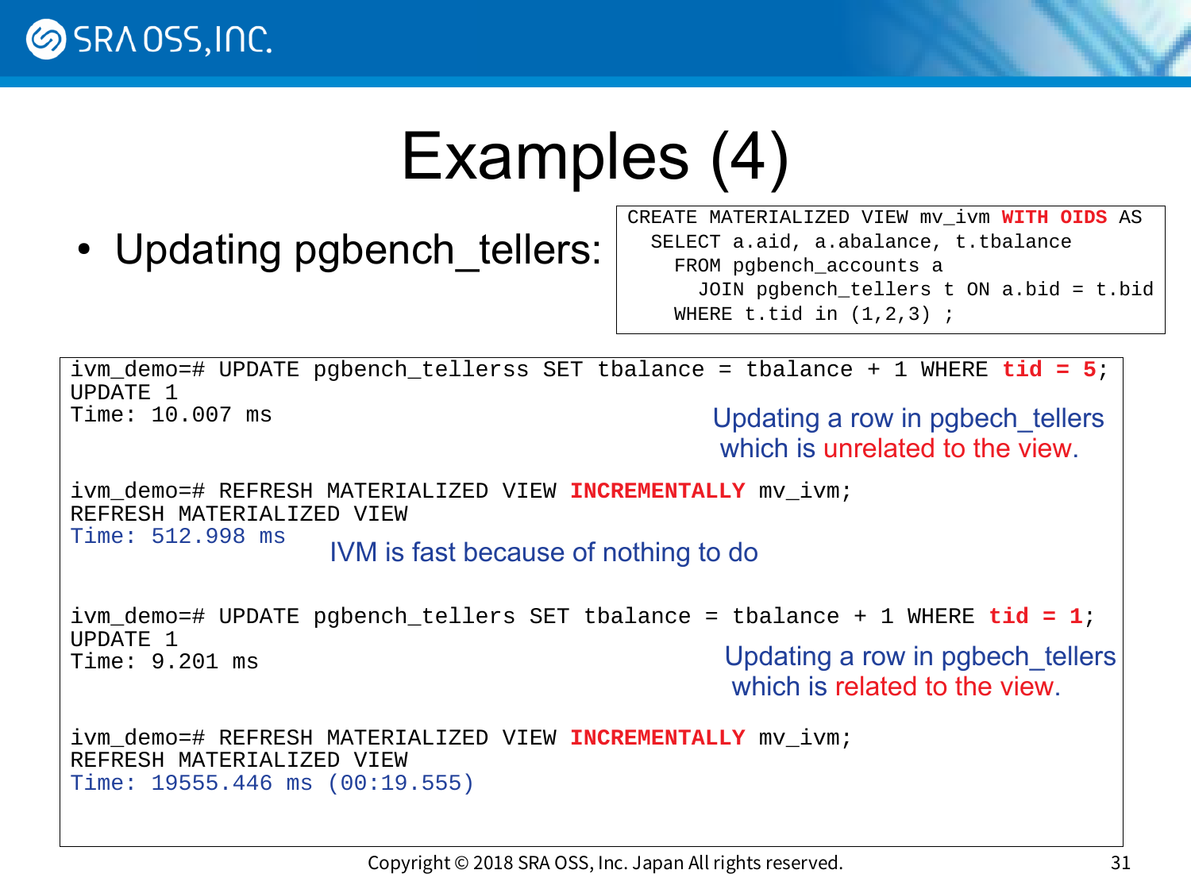# Examples (4)

- Updating pgbench_tellers:

```
CREATE MATERIALIZED VIEW mv_ivm WITH OIDS AS
  SELECT a.aid, a.abalance, t.tbalance
    FROM pgbench_accounts a
      JOIN pgbench_tellers t ON a.bid = t.bid
    WHERE t.tid in (1,2,3) ;
```

```
ivm_demo=# UPDATE pgbench_tellerss SET tbalance = tbalance + 1 WHERE tid = 5;
UPDATE 1
Time: 10.007 ms
```

Updating a row in pgbech_tellers which is unrelated to the view.

```
ivm_demo=# REFRESH MATERIALIZED VIEW INCREMENTALLY mv_ivm;
REFRESH MATERIALIZED VIEW
Time: 512.998 ms
```

IVM is fast because of nothing to do

```
ivm_demo=# UPDATE pgbench_tellers SET tbalance = tbalance + 1 WHERE tid = 1;
UPDATE 1
Time: 9.201 ms
```

Updating a row in pgbech_tellers which is related to the view.

```
ivm_demo=# REFRESH MATERIALIZED VIEW INCREMENTALLY mv_ivm;
REFRESH MATERIALIZED VIEW
Time: 19555.446 ms (00:19.555)
```

Copyright © 2018 SRA OSS, Inc. Japan All rights reserved.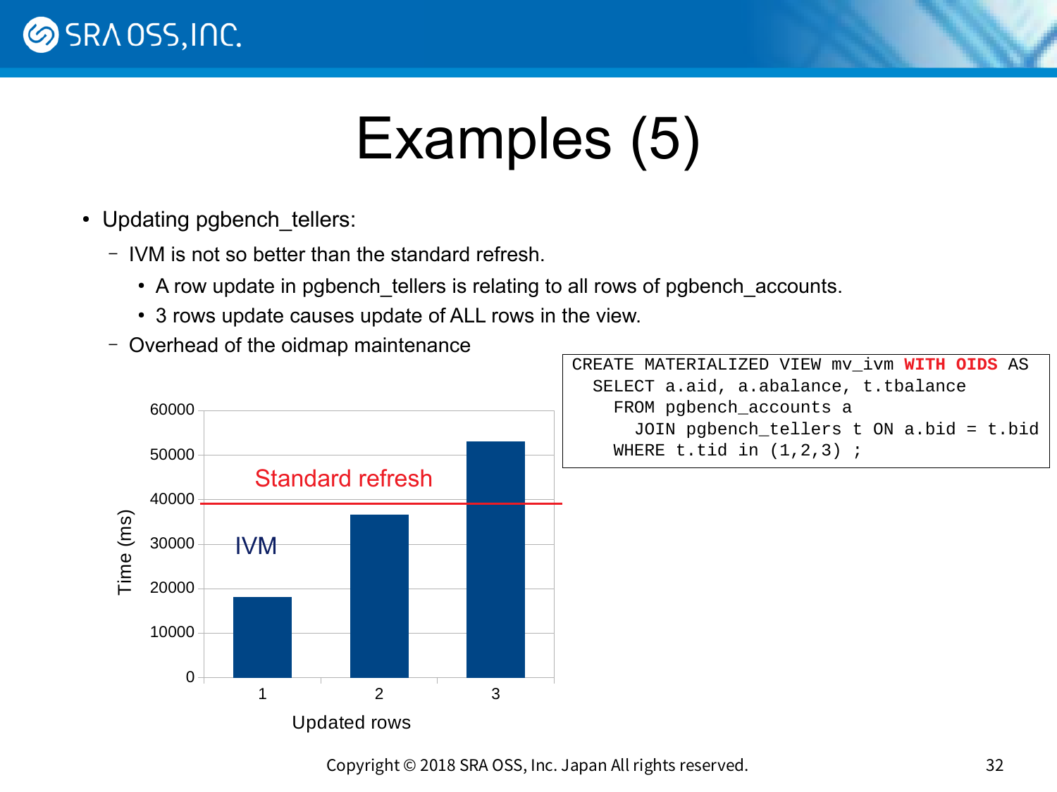# Examples (5)

- Updating pgbench_tellers:
  - IVM is not so better than the standard refresh.
    - A row update in pgbench_tellers is relating to all rows of pgbench_accounts.
    - 3 rows update causes update of ALL rows in the view.
  - Overhead of the oidmap maintenance

```
CREATE MATERIALIZED VIEW mv_ivm WITH OIDS AS
  SELECT a.aid, a.abalance, t.tbalance
    FROM pgbench_accounts a
      JOIN pgbench_tellers t ON a.bid = t.bid
    WHERE t.tid in (1,2,3) ;
```

Chart: Time (ms) vs. Updated rows. Legend: IVM (bars); Standard refresh (horizontal line at approximately 39000 ms).

| Updated rows | IVM Time (ms) (approx.) |
|---|---|
| 1 | ~18000 |
| 2 | ~36500 |
| 3 | ~53000 |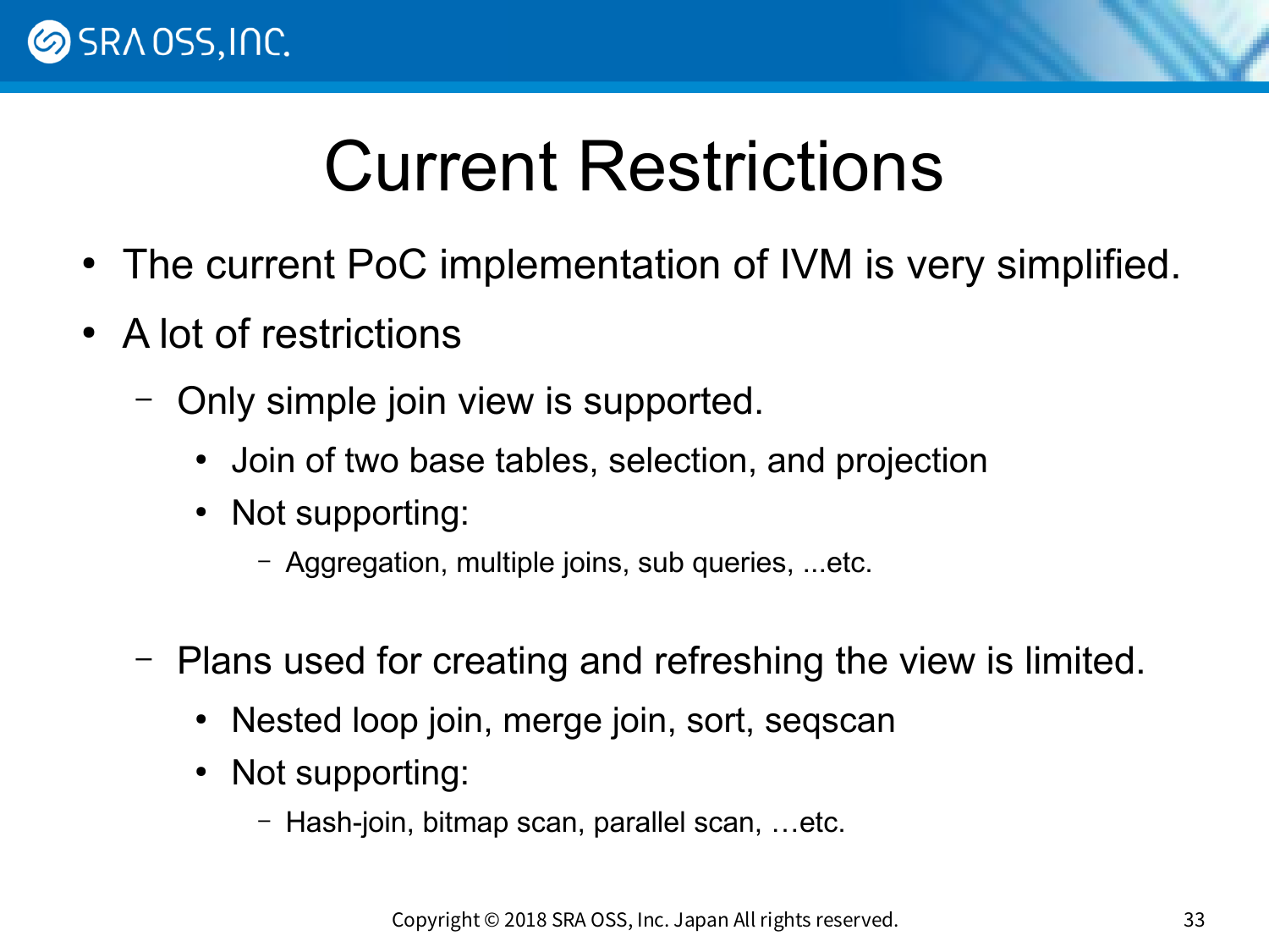# Current Restrictions

- The current PoC implementation of IVM is very simplified.
- A lot of restrictions
  - Only simple join view is supported.
    - Join of two base tables, selection, and projection
    - Not supporting:
      - Aggregation, multiple joins, sub queries, ...etc.
  - Plans used for creating and refreshing the view is limited.
    - Nested loop join, merge join, sort, seqscan
    - Not supporting:
      - Hash-join, bitmap scan, parallel scan, …etc.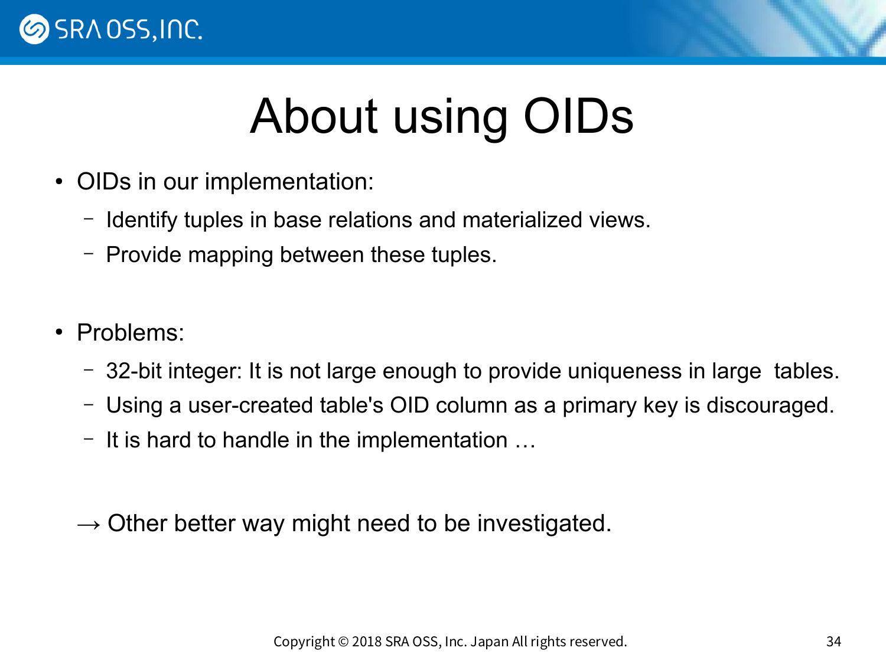# About using OIDs

- OIDs in our implementation:
  - Identify tuples in base relations and materialized views.
  - Provide mapping between these tuples.

- Problems:
  - 32-bit integer: It is not large enough to provide uniqueness in large tables.
  - Using a user-created table's OID column as a primary key is discouraged.
  - It is hard to handle in the implementation …

→ Other better way might need to be investigated.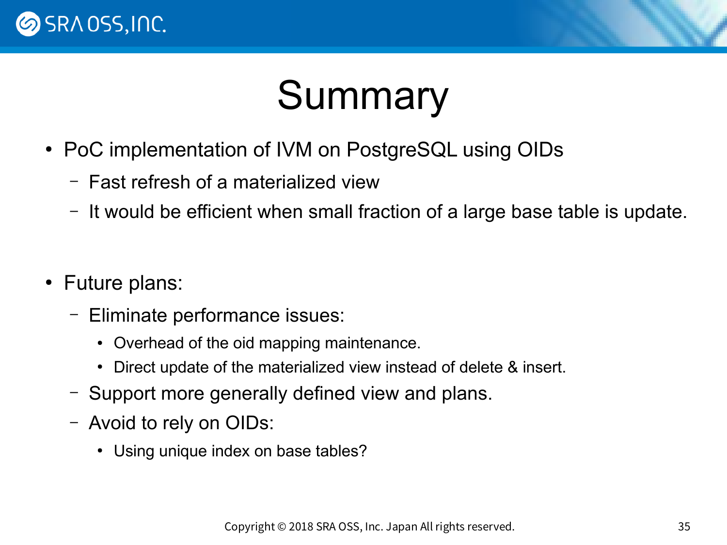# Summary

- PoC implementation of IVM on PostgreSQL using OIDs
  - Fast refresh of a materialized view
  - It would be efficient when small fraction of a large base table is update.

- Future plans:
  - Eliminate performance issues:
    - Overhead of the oid mapping maintenance.
    - Direct update of the materialized view instead of delete & insert.
  - Support more generally defined view and plans.
  - Avoid to rely on OIDs:
    - Using unique index on base tables?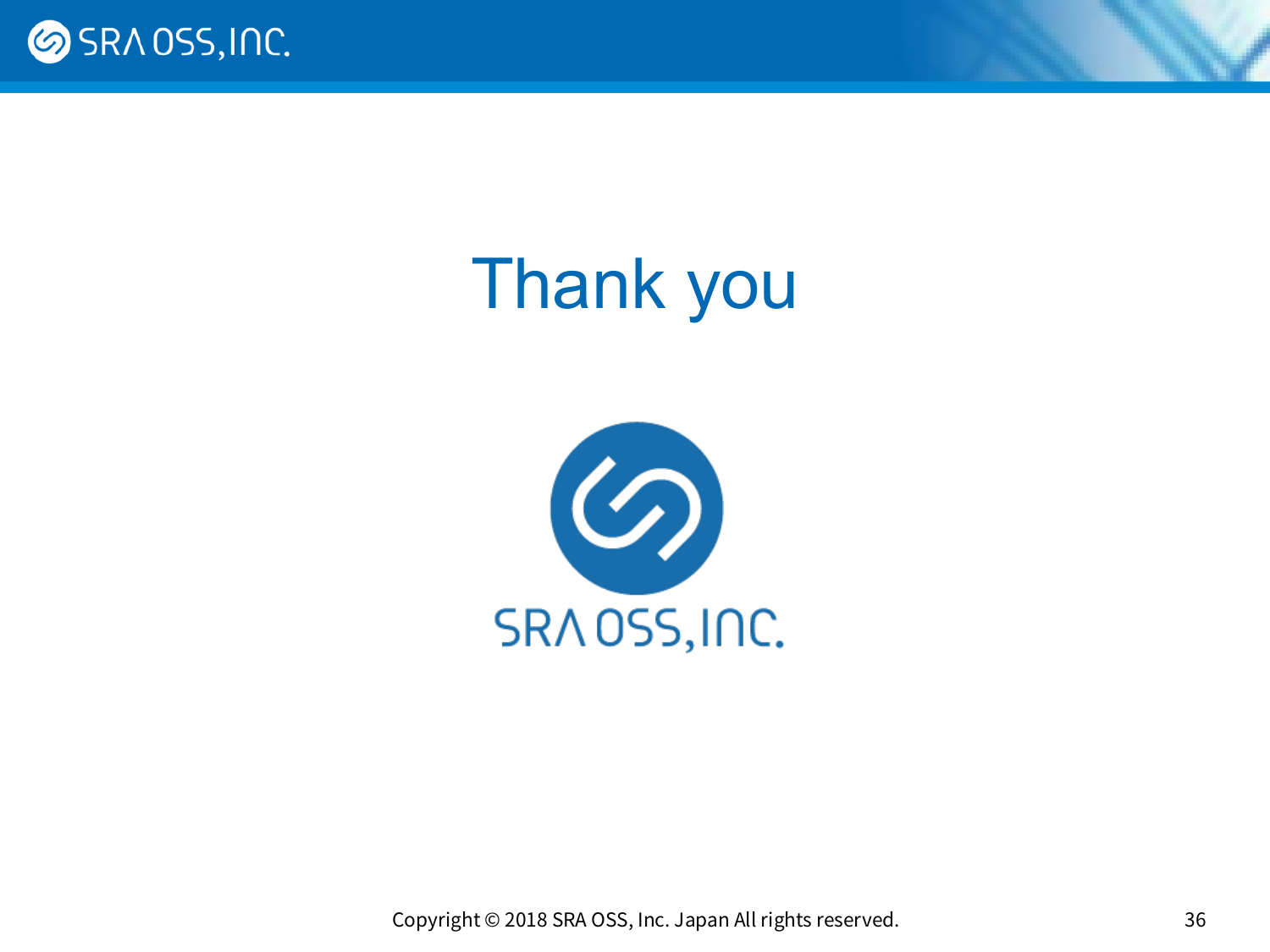# Thank you

SRA OSS, INC.